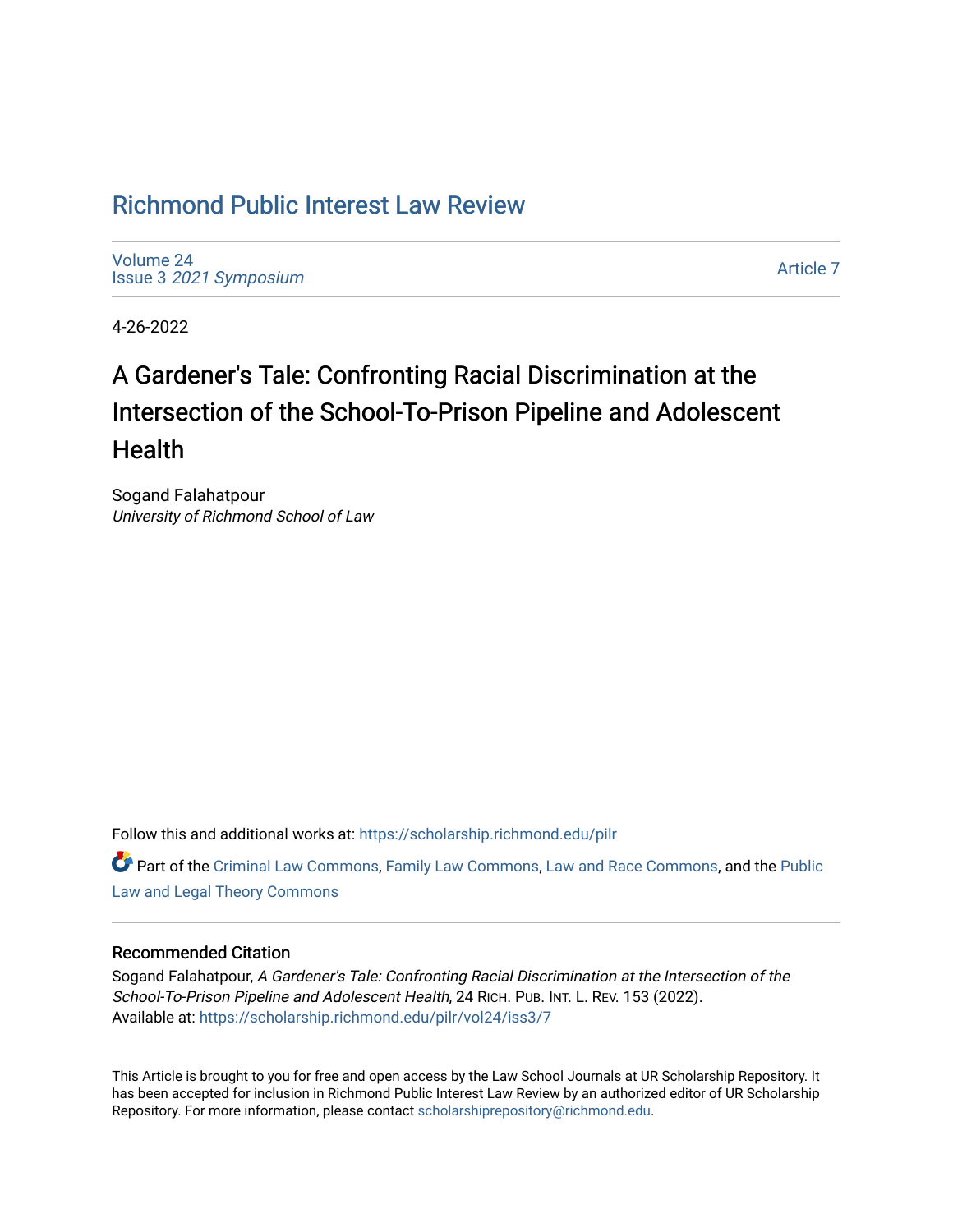# Richmond Public Interest Law Review

Volume 24
Issue 3 *2021 Symposium*

Article 7

4-26-2022

## A Gardener's Tale: Confronting Racial Discrimination at the Intersection of the School-To-Prison Pipeline and Adolescent Health

Sogand Falahatpour
*University of Richmond School of Law*

Follow this and additional works at: https://scholarship.richmond.edu/pilr

Part of the Criminal Law Commons, Family Law Commons, Law and Race Commons, and the Public Law and Legal Theory Commons

### Recommended Citation

Sogand Falahatpour, *A Gardener's Tale: Confronting Racial Discrimination at the Intersection of the School-To-Prison Pipeline and Adolescent Health*, 24 RICH. PUB. INT. L. REV. 153 (2022).
Available at: https://scholarship.richmond.edu/pilr/vol24/iss3/7

This Article is brought to you for free and open access by the Law School Journals at UR Scholarship Repository. It has been accepted for inclusion in Richmond Public Interest Law Review by an authorized editor of UR Scholarship Repository. For more information, please contact scholarshiprepository@richmond.edu.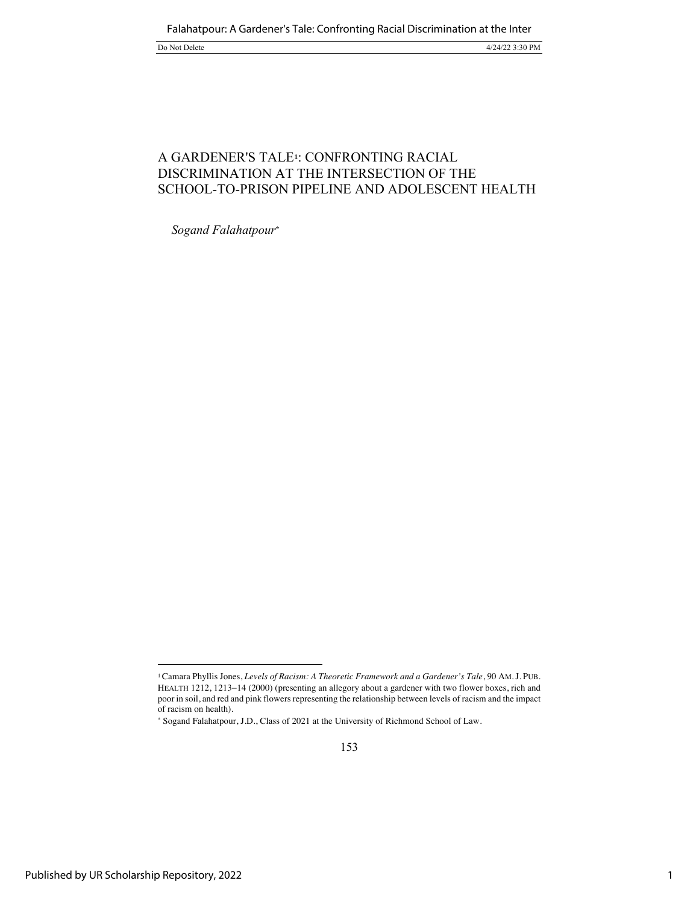# A GARDENER'S TALE[1]: CONFRONTING RACIAL DISCRIMINATION AT THE INTERSECTION OF THE SCHOOL-TO-PRISON PIPELINE AND ADOLESCENT HEALTH

*Sogand Falahatpour*[*]

---

[1] Camara Phyllis Jones, *Levels of Racism: A Theoretic Framework and a Gardener's Tale*, 90 AM. J. PUB. HEALTH 1212, 1213–14 (2000) (presenting an allegory about a gardener with two flower boxes, rich and poor in soil, and red and pink flowers representing the relationship between levels of racism and the impact of racism on health).

[*] Sogand Falahatpour, J.D., Class of 2021 at the University of Richmond School of Law.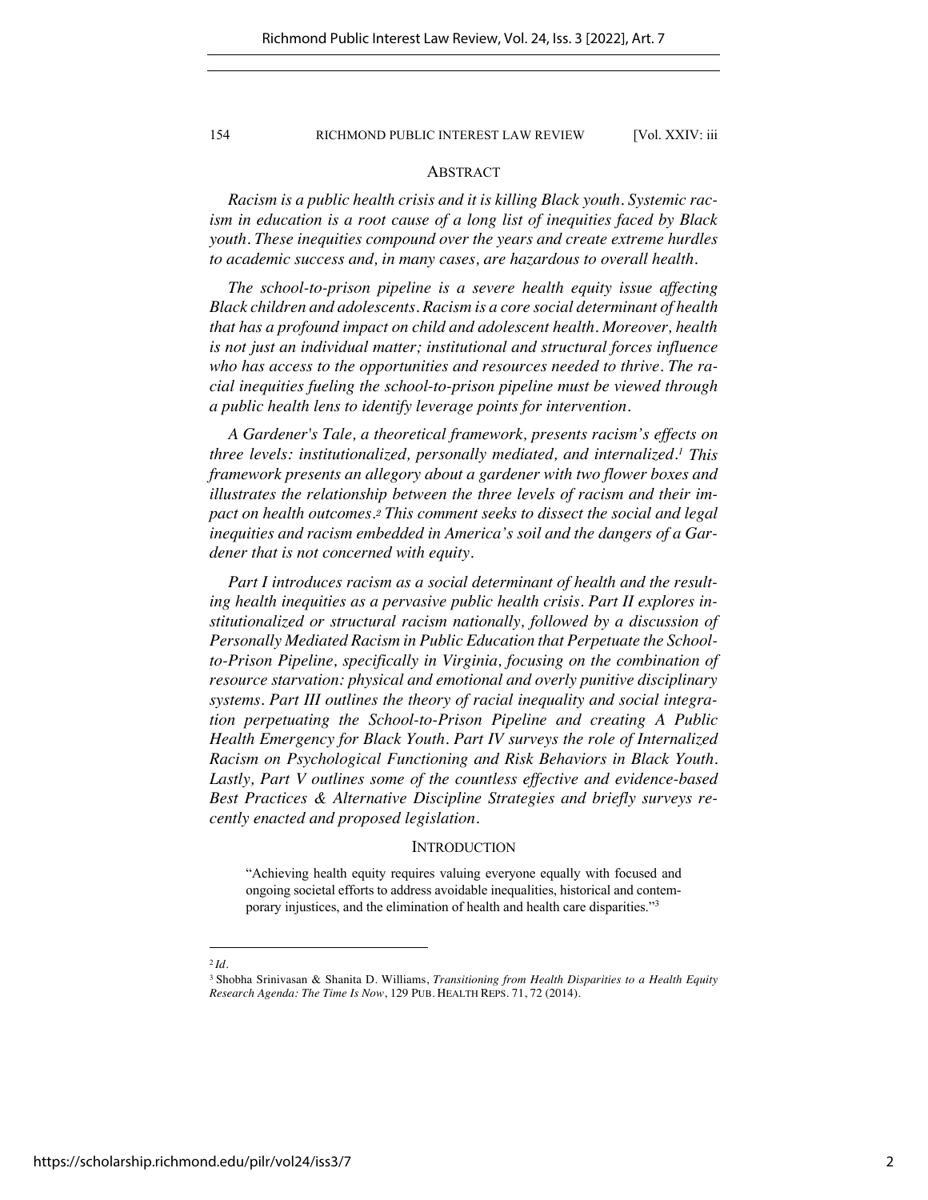## ABSTRACT

*Racism is a public health crisis and it is killing Black youth. Systemic racism in education is a root cause of a long list of inequities faced by Black youth. These inequities compound over the years and create extreme hurdles to academic success and, in many cases, are hazardous to overall health.*

*The school-to-prison pipeline is a severe health equity issue affecting Black children and adolescents. Racism is a core social determinant of health that has a profound impact on child and adolescent health. Moreover, health is not just an individual matter; institutional and structural forces influence who has access to the opportunities and resources needed to thrive. The racial inequities fueling the school-to-prison pipeline must be viewed through a public health lens to identify leverage points for intervention.*

*A Gardener's Tale, a theoretical framework, presents racism's effects on three levels: institutionalized, personally mediated, and internalized.*[1] *This framework presents an allegory about a gardener with two flower boxes and illustrates the relationship between the three levels of racism and their impact on health outcomes.*[2] *This comment seeks to dissect the social and legal inequities and racism embedded in America's soil and the dangers of a Gardener that is not concerned with equity.*

*Part I introduces racism as a social determinant of health and the resulting health inequities as a pervasive public health crisis. Part II explores institutionalized or structural racism nationally, followed by a discussion of Personally Mediated Racism in Public Education that Perpetuate the School-to-Prison Pipeline, specifically in Virginia, focusing on the combination of resource starvation: physical and emotional and overly punitive disciplinary systems. Part III outlines the theory of racial inequality and social integration perpetuating the School-to-Prison Pipeline and creating A Public Health Emergency for Black Youth. Part IV surveys the role of Internalized Racism on Psychological Functioning and Risk Behaviors in Black Youth. Lastly, Part V outlines some of the countless effective and evidence-based Best Practices & Alternative Discipline Strategies and briefly surveys recently enacted and proposed legislation.*

## INTRODUCTION

> "Achieving health equity requires valuing everyone equally with focused and ongoing societal efforts to address avoidable inequalities, historical and contemporary injustices, and the elimination of health and health care disparities."[3]

---

[2] *Id.*

[3] Shobha Srinivasan & Shanita D. Williams, *Transitioning from Health Disparities to a Health Equity Research Agenda: The Time Is Now*, 129 PUB. HEALTH REPS. 71, 72 (2014).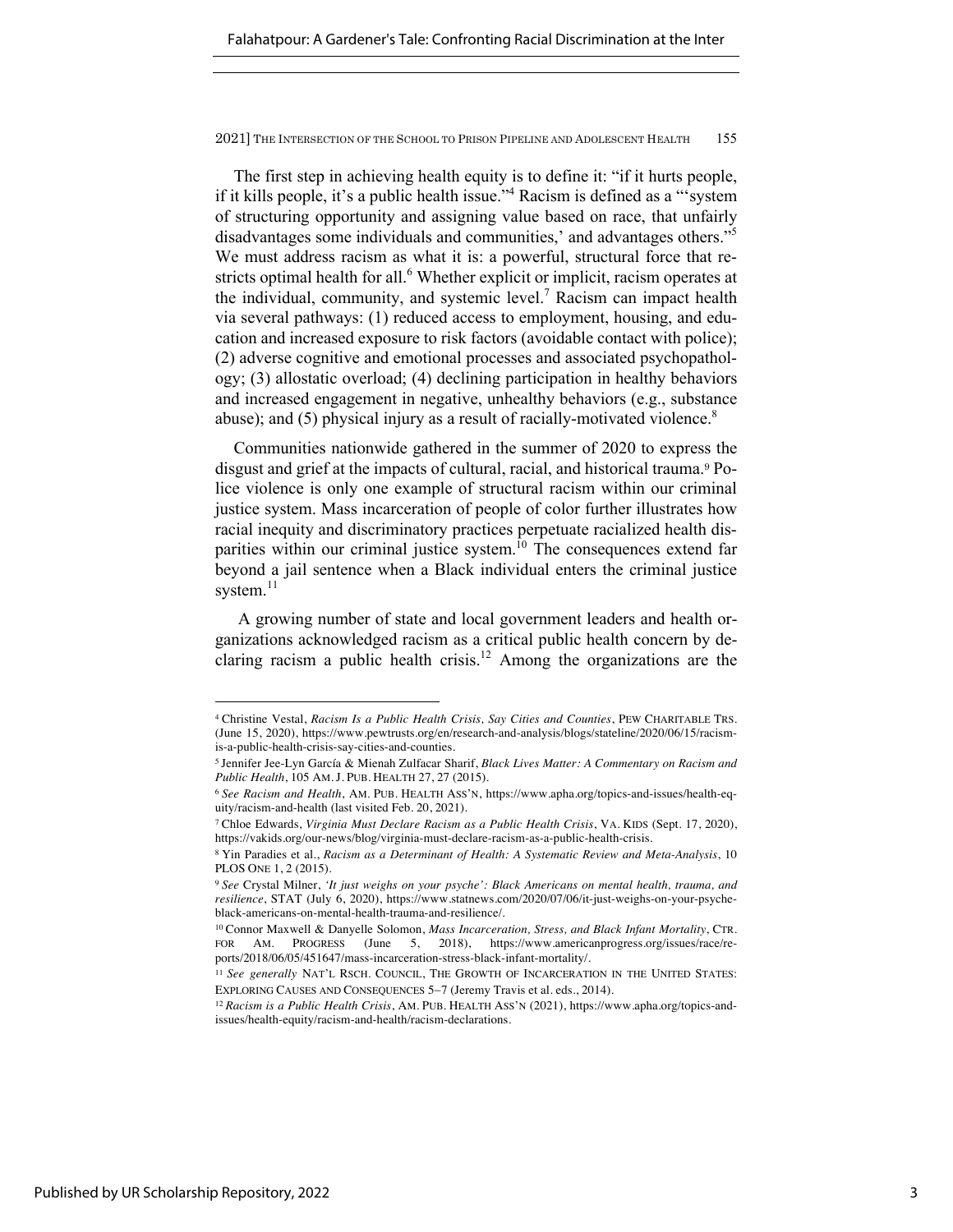The first step in achieving health equity is to define it: "if it hurts people, if it kills people, it's a public health issue."[4] Racism is defined as a "'system of structuring opportunity and assigning value based on race, that unfairly disadvantages some individuals and communities,' and advantages others."[5] We must address racism as what it is: a powerful, structural force that restricts optimal health for all.[6] Whether explicit or implicit, racism operates at the individual, community, and systemic level.[7] Racism can impact health via several pathways: (1) reduced access to employment, housing, and education and increased exposure to risk factors (avoidable contact with police); (2) adverse cognitive and emotional processes and associated psychopathology; (3) allostatic overload; (4) declining participation in healthy behaviors and increased engagement in negative, unhealthy behaviors (e.g., substance abuse); and (5) physical injury as a result of racially-motivated violence.[8]

Communities nationwide gathered in the summer of 2020 to express the disgust and grief at the impacts of cultural, racial, and historical trauma.[9] Police violence is only one example of structural racism within our criminal justice system. Mass incarceration of people of color further illustrates how racial inequity and discriminatory practices perpetuate racialized health disparities within our criminal justice system.[10] The consequences extend far beyond a jail sentence when a Black individual enters the criminal justice system.[11]

A growing number of state and local government leaders and health organizations acknowledged racism as a critical public health concern by declaring racism a public health crisis.[12] Among the organizations are the

---

[4] Christine Vestal, *Racism Is a Public Health Crisis, Say Cities and Counties*, PEW CHARITABLE TRS. (June 15, 2020), https://www.pewtrusts.org/en/research-and-analysis/blogs/stateline/2020/06/15/racism-is-a-public-health-crisis-say-cities-and-counties.

[5] Jennifer Jee-Lyn García & Mienah Zulfacar Sharif, *Black Lives Matter: A Commentary on Racism and Public Health*, 105 AM. J. PUB. HEALTH 27, 27 (2015).

[6] *See Racism and Health*, AM. PUB. HEALTH ASS'N, https://www.apha.org/topics-and-issues/health-equity/racism-and-health (last visited Feb. 20, 2021).

[7] Chloe Edwards, *Virginia Must Declare Racism as a Public Health Crisis*, VA. KIDS (Sept. 17, 2020), https://vakids.org/our-news/blog/virginia-must-declare-racism-as-a-public-health-crisis.

[8] Yin Paradies et al., *Racism as a Determinant of Health: A Systematic Review and Meta-Analysis*, 10 PLOS ONE 1, 2 (2015).

[9] *See* Crystal Milner, *'It just weighs on your psyche': Black Americans on mental health, trauma, and resilience*, STAT (July 6, 2020), https://www.statnews.com/2020/07/06/it-just-weighs-on-your-psyche-black-americans-on-mental-health-trauma-and-resilience/.

[10] Connor Maxwell & Danyelle Solomon, *Mass Incarceration, Stress, and Black Infant Mortality*, CTR. FOR AM. PROGRESS (June 5, 2018), https://www.americanprogress.org/issues/race/reports/2018/06/05/451647/mass-incarceration-stress-black-infant-mortality/.

[11] *See generally* NAT'L RSCH. COUNCIL, THE GROWTH OF INCARCERATION IN THE UNITED STATES: EXPLORING CAUSES AND CONSEQUENCES 5–7 (Jeremy Travis et al. eds., 2014).

[12] *Racism is a Public Health Crisis*, AM. PUB. HEALTH ASS'N (2021), https://www.apha.org/topics-and-issues/health-equity/racism-and-health/racism-declarations.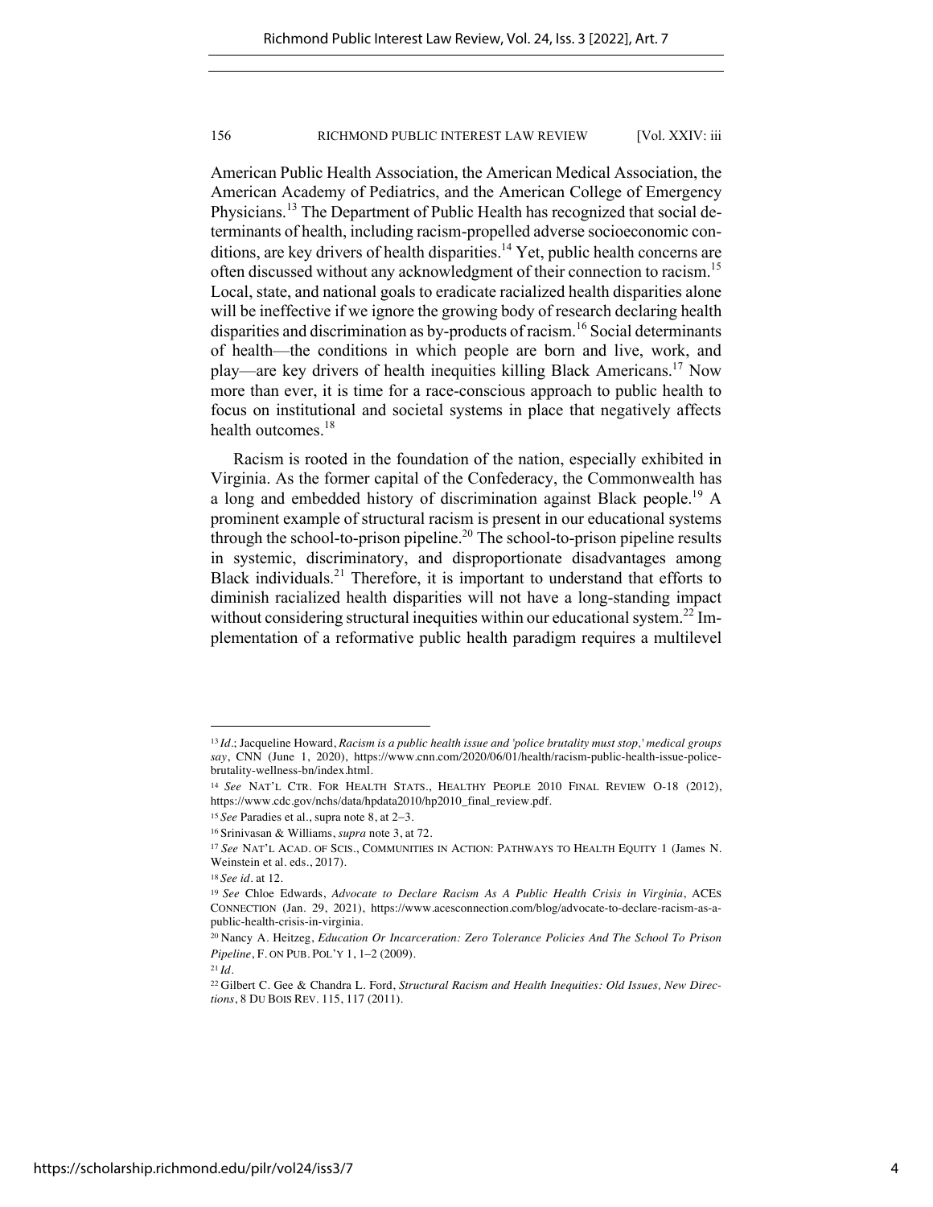American Public Health Association, the American Medical Association, the American Academy of Pediatrics, and the American College of Emergency Physicians.[13] The Department of Public Health has recognized that social determinants of health, including racism-propelled adverse socioeconomic conditions, are key drivers of health disparities.[14] Yet, public health concerns are often discussed without any acknowledgment of their connection to racism.[15] Local, state, and national goals to eradicate racialized health disparities alone will be ineffective if we ignore the growing body of research declaring health disparities and discrimination as by-products of racism.[16] Social determinants of health—the conditions in which people are born and live, work, and play—are key drivers of health inequities killing Black Americans.[17] Now more than ever, it is time for a race-conscious approach to public health to focus on institutional and societal systems in place that negatively affects health outcomes.[18]

Racism is rooted in the foundation of the nation, especially exhibited in Virginia. As the former capital of the Confederacy, the Commonwealth has a long and embedded history of discrimination against Black people.[19] A prominent example of structural racism is present in our educational systems through the school-to-prison pipeline.[20] The school-to-prison pipeline results in systemic, discriminatory, and disproportionate disadvantages among Black individuals.[21] Therefore, it is important to understand that efforts to diminish racialized health disparities will not have a long-standing impact without considering structural inequities within our educational system.[22] Implementation of a reformative public health paradigm requires a multilevel

---

[13] *Id.*; Jacqueline Howard, *Racism is a public health issue and 'police brutality must stop,' medical groups say*, CNN (June 1, 2020), https://www.cnn.com/2020/06/01/health/racism-public-health-issue-police-brutality-wellness-bn/index.html.

[14] *See* NAT'L CTR. FOR HEALTH STATS., HEALTHY PEOPLE 2010 FINAL REVIEW O-18 (2012), https://www.cdc.gov/nchs/data/hpdata2010/hp2010_final_review.pdf.

[15] *See* Paradies et al., supra note 8, at 2–3.

[16] Srinivasan & Williams, *supra* note 3, at 72.

[17] *See* NAT'L ACAD. OF SCIS., COMMUNITIES IN ACTION: PATHWAYS TO HEALTH EQUITY 1 (James N. Weinstein et al. eds., 2017).

[18] *See id.* at 12.

[19] *See* Chloe Edwards, *Advocate to Declare Racism As A Public Health Crisis in Virginia*, ACES CONNECTION (Jan. 29, 2021), https://www.acesconnection.com/blog/advocate-to-declare-racism-as-a-public-health-crisis-in-virginia.

[20] Nancy A. Heitzeg, *Education Or Incarceration: Zero Tolerance Policies And The School To Prison Pipeline*, F. ON PUB. POL'Y 1, 1–2 (2009).

[21] *Id.*

[22] Gilbert C. Gee & Chandra L. Ford, *Structural Racism and Health Inequities: Old Issues, New Directions*, 8 DU BOIS REV. 115, 117 (2011).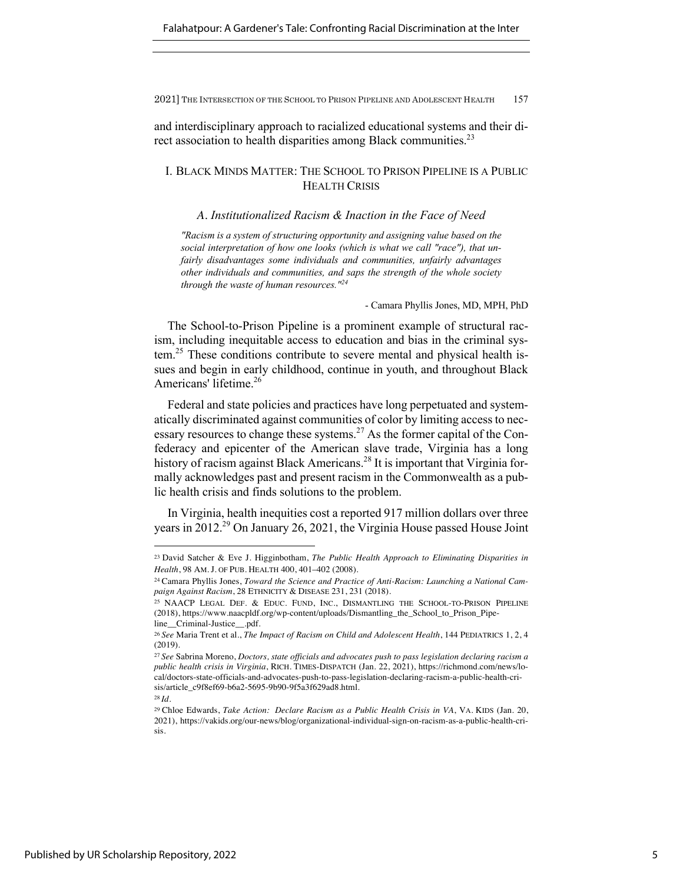and interdisciplinary approach to racialized educational systems and their direct association to health disparities among Black communities.[23]

## I. BLACK MINDS MATTER: THE SCHOOL TO PRISON PIPELINE IS A PUBLIC HEALTH CRISIS

### *A. Institutionalized Racism & Inaction in the Face of Need*

> *"Racism is a system of structuring opportunity and assigning value based on the social interpretation of how one looks (which is what we call "race"), that unfairly disadvantages some individuals and communities, unfairly advantages other individuals and communities, and saps the strength of the whole society through the waste of human resources."*[24]
>
> \- Camara Phyllis Jones, MD, MPH, PhD

The School-to-Prison Pipeline is a prominent example of structural racism, including inequitable access to education and bias in the criminal system.[25] These conditions contribute to severe mental and physical health issues and begin in early childhood, continue in youth, and throughout Black Americans' lifetime.[26]

Federal and state policies and practices have long perpetuated and systematically discriminated against communities of color by limiting access to necessary resources to change these systems.[27] As the former capital of the Confederacy and epicenter of the American slave trade, Virginia has a long history of racism against Black Americans.[28] It is important that Virginia formally acknowledges past and present racism in the Commonwealth as a public health crisis and finds solutions to the problem.

In Virginia, health inequities cost a reported 917 million dollars over three years in 2012.[29] On January 26, 2021, the Virginia House passed House Joint

---

[23] David Satcher & Eve J. Higginbotham, *The Public Health Approach to Eliminating Disparities in Health*, 98 AM. J. OF PUB. HEALTH 400, 401–402 (2008).

[24] Camara Phyllis Jones, *Toward the Science and Practice of Anti-Racism: Launching a National Campaign Against Racism*, 28 ETHNICITY & DISEASE 231, 231 (2018).

[25] NAACP LEGAL DEF. & EDUC. FUND, INC., DISMANTLING THE SCHOOL-TO-PRISON PIPELINE (2018), https://www.naacpldf.org/wp-content/uploads/Dismantling_the_School_to_Prison_Pipeline__Criminal-Justice__.pdf.

[26] *See* Maria Trent et al., *The Impact of Racism on Child and Adolescent Health*, 144 PEDIATRICS 1, 2, 4 (2019).

[27] *See* Sabrina Moreno, *Doctors, state officials and advocates push to pass legislation declaring racism a public health crisis in Virginia*, RICH. TIMES-DISPATCH (Jan. 22, 2021), https://richmond.com/news/local/doctors-state-officials-and-advocates-push-to-pass-legislation-declaring-racism-a-public-health-crisis/article_c9f8ef69-b6a2-5695-9b90-9f5a3f629ad8.html.

[28] *Id.*

[29] Chloe Edwards, *Take Action: Declare Racism as a Public Health Crisis in VA*, VA. KIDS (Jan. 20, 2021), https://vakids.org/our-news/blog/organizational-individual-sign-on-racism-as-a-public-health-crisis.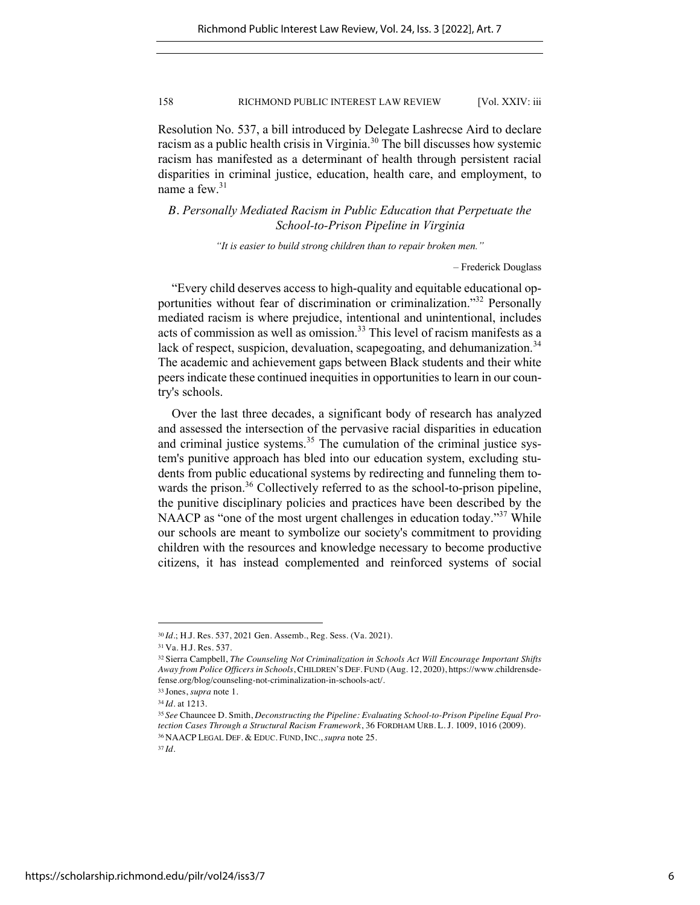Resolution No. 537, a bill introduced by Delegate Lashrecse Aird to declare racism as a public health crisis in Virginia.[30] The bill discusses how systemic racism has manifested as a determinant of health through persistent racial disparities in criminal justice, education, health care, and employment, to name a few.[31]

### *B. Personally Mediated Racism in Public Education that Perpetuate the School-to-Prison Pipeline in Virginia*

*"It is easier to build strong children than to repair broken men."*

– Frederick Douglass

"Every child deserves access to high-quality and equitable educational opportunities without fear of discrimination or criminalization."[32] Personally mediated racism is where prejudice, intentional and unintentional, includes acts of commission as well as omission.[33] This level of racism manifests as a lack of respect, suspicion, devaluation, scapegoating, and dehumanization.[34] The academic and achievement gaps between Black students and their white peers indicate these continued inequities in opportunities to learn in our country's schools.

Over the last three decades, a significant body of research has analyzed and assessed the intersection of the pervasive racial disparities in education and criminal justice systems.[35] The cumulation of the criminal justice system's punitive approach has bled into our education system, excluding students from public educational systems by redirecting and funneling them towards the prison.[36] Collectively referred to as the school-to-prison pipeline, the punitive disciplinary policies and practices have been described by the NAACP as "one of the most urgent challenges in education today."[37] While our schools are meant to symbolize our society's commitment to providing children with the resources and knowledge necessary to become productive citizens, it has instead complemented and reinforced systems of social

---

[30] *Id.*; H.J. Res. 537, 2021 Gen. Assemb., Reg. Sess. (Va. 2021).

[31] Va. H.J. Res. 537.

[32] Sierra Campbell, *The Counseling Not Criminalization in Schools Act Will Encourage Important Shifts Away from Police Officers in Schools*, CHILDREN'S DEF. FUND (Aug. 12, 2020), https://www.childrensdefense.org/blog/counseling-not-criminalization-in-schools-act/.

[33] Jones, *supra* note 1.

[34] *Id.* at 1213.

[35] *See* Chauncee D. Smith, *Deconstructing the Pipeline: Evaluating School-to-Prison Pipeline Equal Protection Cases Through a Structural Racism Framework*, 36 FORDHAM URB. L. J. 1009, 1016 (2009).

[36] NAACP LEGAL DEF. & EDUC. FUND, INC., *supra* note 25.

[37] *Id.*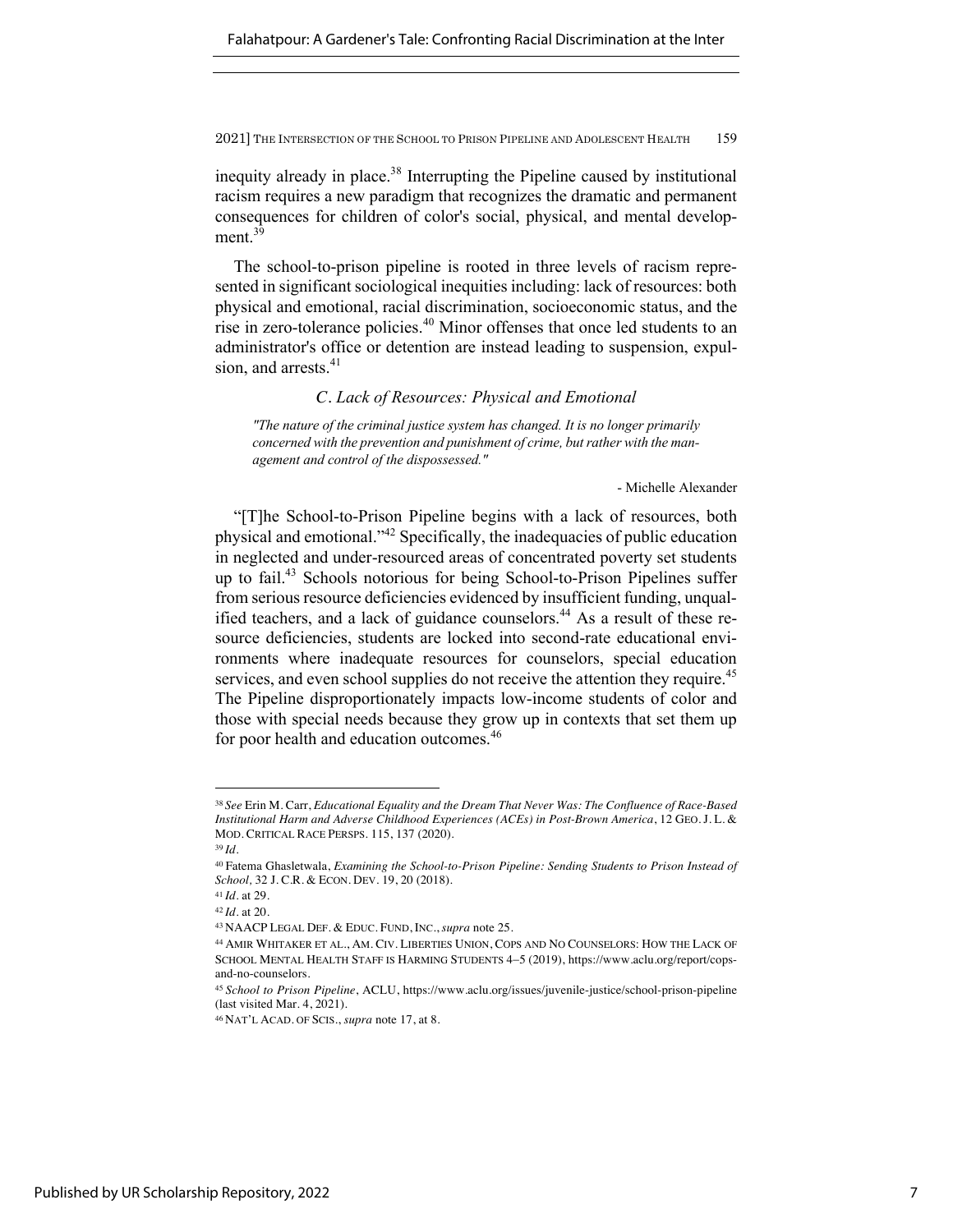inequity already in place.[38] Interrupting the Pipeline caused by institutional racism requires a new paradigm that recognizes the dramatic and permanent consequences for children of color's social, physical, and mental development.[39]

The school-to-prison pipeline is rooted in three levels of racism represented in significant sociological inequities including: lack of resources: both physical and emotional, racial discrimination, socioeconomic status, and the rise in zero-tolerance policies.[40] Minor offenses that once led students to an administrator's office or detention are instead leading to suspension, expulsion, and arrests.[41]

### *C. Lack of Resources: Physical and Emotional*

> *"The nature of the criminal justice system has changed. It is no longer primarily concerned with the prevention and punishment of crime, but rather with the management and control of the dispossessed."*
>
> \- Michelle Alexander

"[T]he School-to-Prison Pipeline begins with a lack of resources, both physical and emotional."[42] Specifically, the inadequacies of public education in neglected and under-resourced areas of concentrated poverty set students up to fail.[43] Schools notorious for being School-to-Prison Pipelines suffer from serious resource deficiencies evidenced by insufficient funding, unqualified teachers, and a lack of guidance counselors.[44] As a result of these resource deficiencies, students are locked into second-rate educational environments where inadequate resources for counselors, special education services, and even school supplies do not receive the attention they require.[45] The Pipeline disproportionately impacts low-income students of color and those with special needs because they grow up in contexts that set them up for poor health and education outcomes.[46]

---

[38] *See* Erin M. Carr, *Educational Equality and the Dream That Never Was: The Confluence of Race-Based Institutional Harm and Adverse Childhood Experiences (ACEs) in Post-Brown America*, 12 GEO. J. L. & MOD. CRITICAL RACE PERSPS. 115, 137 (2020).

[39] *Id.*

[40] Fatema Ghasletwala, *Examining the School-to-Prison Pipeline: Sending Students to Prison Instead of School*, 32 J. C.R. & ECON. DEV. 19, 20 (2018).

[41] *Id.* at 29.

[42] *Id.* at 20.

[43] NAACP LEGAL DEF. & EDUC. FUND, INC., *supra* note 25.

[44] AMIR WHITAKER ET AL., AM. CIV. LIBERTIES UNION, COPS AND NO COUNSELORS: HOW THE LACK OF SCHOOL MENTAL HEALTH STAFF IS HARMING STUDENTS 4–5 (2019), https://www.aclu.org/report/cops-and-no-counselors.

[45] *School to Prison Pipeline*, ACLU, https://www.aclu.org/issues/juvenile-justice/school-prison-pipeline (last visited Mar. 4, 2021).

[46] NAT'L ACAD. OF SCIS., *supra* note 17, at 8.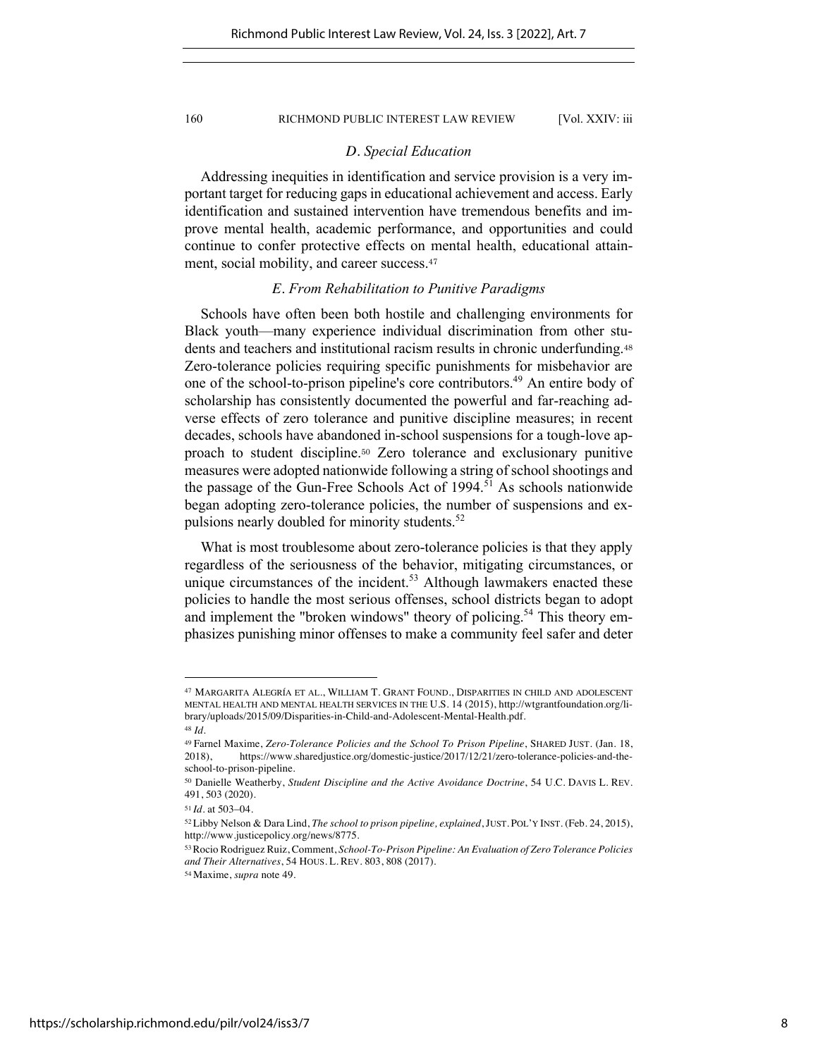### *D. Special Education*

Addressing inequities in identification and service provision is a very important target for reducing gaps in educational achievement and access. Early identification and sustained intervention have tremendous benefits and improve mental health, academic performance, and opportunities and could continue to confer protective effects on mental health, educational attainment, social mobility, and career success.[47]

### *E. From Rehabilitation to Punitive Paradigms*

Schools have often been both hostile and challenging environments for Black youth—many experience individual discrimination from other students and teachers and institutional racism results in chronic underfunding.[48] Zero-tolerance policies requiring specific punishments for misbehavior are one of the school-to-prison pipeline's core contributors.[49] An entire body of scholarship has consistently documented the powerful and far-reaching adverse effects of zero tolerance and punitive discipline measures; in recent decades, schools have abandoned in-school suspensions for a tough-love approach to student discipline.[50] Zero tolerance and exclusionary punitive measures were adopted nationwide following a string of school shootings and the passage of the Gun-Free Schools Act of 1994.[51] As schools nationwide began adopting zero-tolerance policies, the number of suspensions and expulsions nearly doubled for minority students.[52]

What is most troublesome about zero-tolerance policies is that they apply regardless of the seriousness of the behavior, mitigating circumstances, or unique circumstances of the incident.[53] Although lawmakers enacted these policies to handle the most serious offenses, school districts began to adopt and implement the "broken windows" theory of policing.[54] This theory emphasizes punishing minor offenses to make a community feel safer and deter

---

[47] MARGARITA ALEGRÍA ET AL., WILLIAM T. GRANT FOUND., DISPARITIES IN CHILD AND ADOLESCENT MENTAL HEALTH AND MENTAL HEALTH SERVICES IN THE U.S. 14 (2015), http://wtgrantfoundation.org/library/uploads/2015/09/Disparities-in-Child-and-Adolescent-Mental-Health.pdf.

[48] *Id.*

[49] Farnel Maxime, *Zero-Tolerance Policies and the School To Prison Pipeline*, SHARED JUST. (Jan. 18, 2018), https://www.sharedjustice.org/domestic-justice/2017/12/21/zero-tolerance-policies-and-the-school-to-prison-pipeline.

[50] Danielle Weatherby, *Student Discipline and the Active Avoidance Doctrine*, 54 U.C. DAVIS L. REV. 491, 503 (2020).

[51] *Id.* at 503–04.

[52] Libby Nelson & Dara Lind, *The school to prison pipeline, explained*, JUST. POL'Y INST. (Feb. 24, 2015), http://www.justicepolicy.org/news/8775.

[53] Rocio Rodriguez Ruiz, Comment, *School-To-Prison Pipeline: An Evaluation of Zero Tolerance Policies and Their Alternatives*, 54 HOUS. L. REV. 803, 808 (2017).

[54] Maxime, *supra* note 49.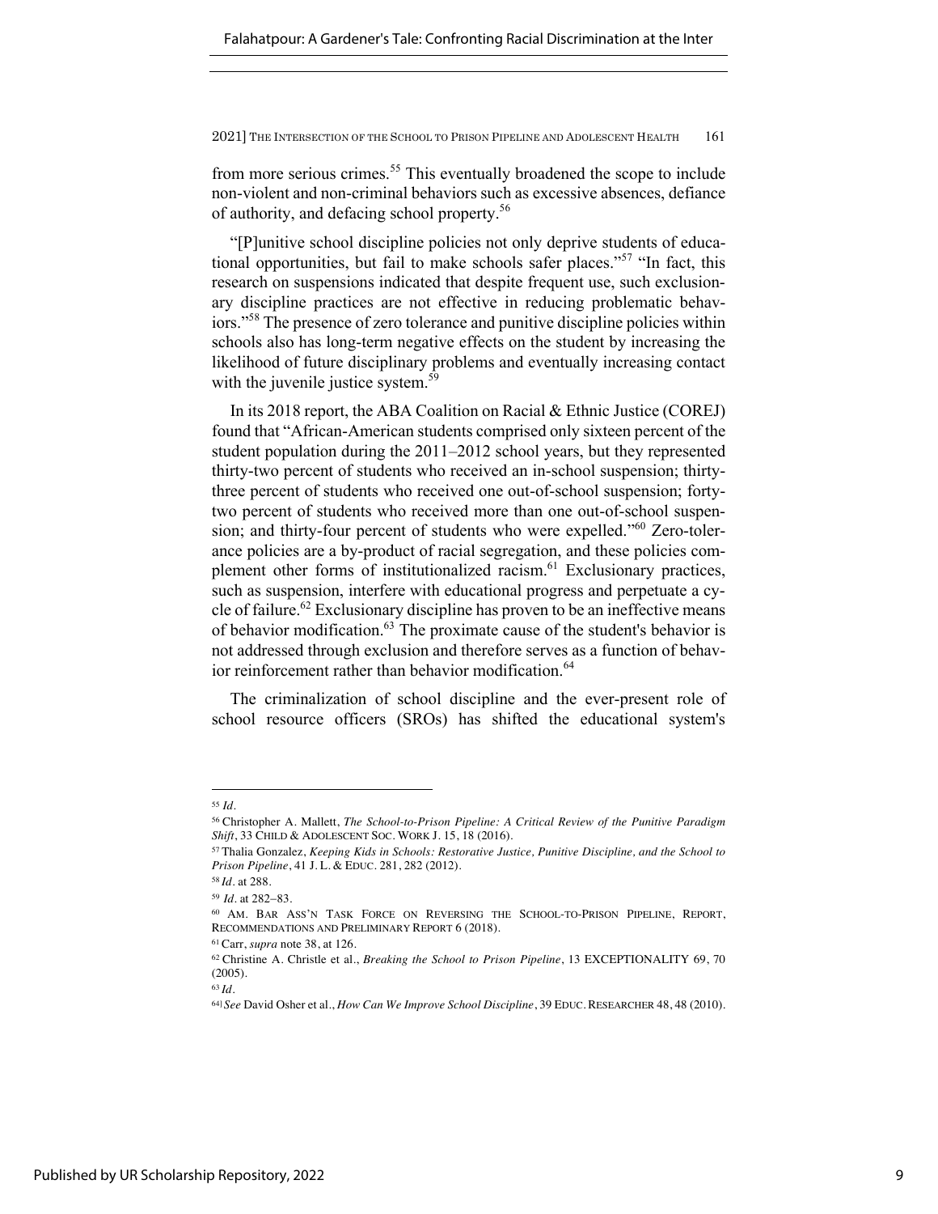from more serious crimes.[55] This eventually broadened the scope to include non-violent and non-criminal behaviors such as excessive absences, defiance of authority, and defacing school property.[56]

"[P]unitive school discipline policies not only deprive students of educational opportunities, but fail to make schools safer places."[57] "In fact, this research on suspensions indicated that despite frequent use, such exclusionary discipline practices are not effective in reducing problematic behaviors."[58] The presence of zero tolerance and punitive discipline policies within schools also has long-term negative effects on the student by increasing the likelihood of future disciplinary problems and eventually increasing contact with the juvenile justice system.[59]

In its 2018 report, the ABA Coalition on Racial & Ethnic Justice (COREJ) found that "African-American students comprised only sixteen percent of the student population during the 2011–2012 school years, but they represented thirty-two percent of students who received an in-school suspension; thirty-three percent of students who received one out-of-school suspension; forty-two percent of students who received more than one out-of-school suspension; and thirty-four percent of students who were expelled."[60] Zero-tolerance policies are a by-product of racial segregation, and these policies complement other forms of institutionalized racism.[61] Exclusionary practices, such as suspension, interfere with educational progress and perpetuate a cycle of failure.[62] Exclusionary discipline has proven to be an ineffective means of behavior modification.[63] The proximate cause of the student's behavior is not addressed through exclusion and therefore serves as a function of behavior reinforcement rather than behavior modification.[64]

The criminalization of school discipline and the ever-present role of school resource officers (SROs) has shifted the educational system's

---

[55] *Id.*

[56] Christopher A. Mallett, *The School-to-Prison Pipeline: A Critical Review of the Punitive Paradigm Shift*, 33 CHILD & ADOLESCENT SOC. WORK J. 15, 18 (2016).

[57] Thalia Gonzalez, *Keeping Kids in Schools: Restorative Justice, Punitive Discipline, and the School to Prison Pipeline*, 41 J. L. & EDUC. 281, 282 (2012).

[58] *Id.* at 288.

[59] *Id.* at 282–83.

[60] AM. BAR ASS'N TASK FORCE ON REVERSING THE SCHOOL-TO-PRISON PIPELINE, REPORT, RECOMMENDATIONS AND PRELIMINARY REPORT 6 (2018).

[61] Carr, *supra* note 38, at 126.

[62] Christine A. Christle et al., *Breaking the School to Prison Pipeline*, 13 EXCEPTIONALITY 69, 70 (2005).

[63] *Id.*

[64] *See* David Osher et al., *How Can We Improve School Discipline*, 39 EDUC. RESEARCHER 48, 48 (2010).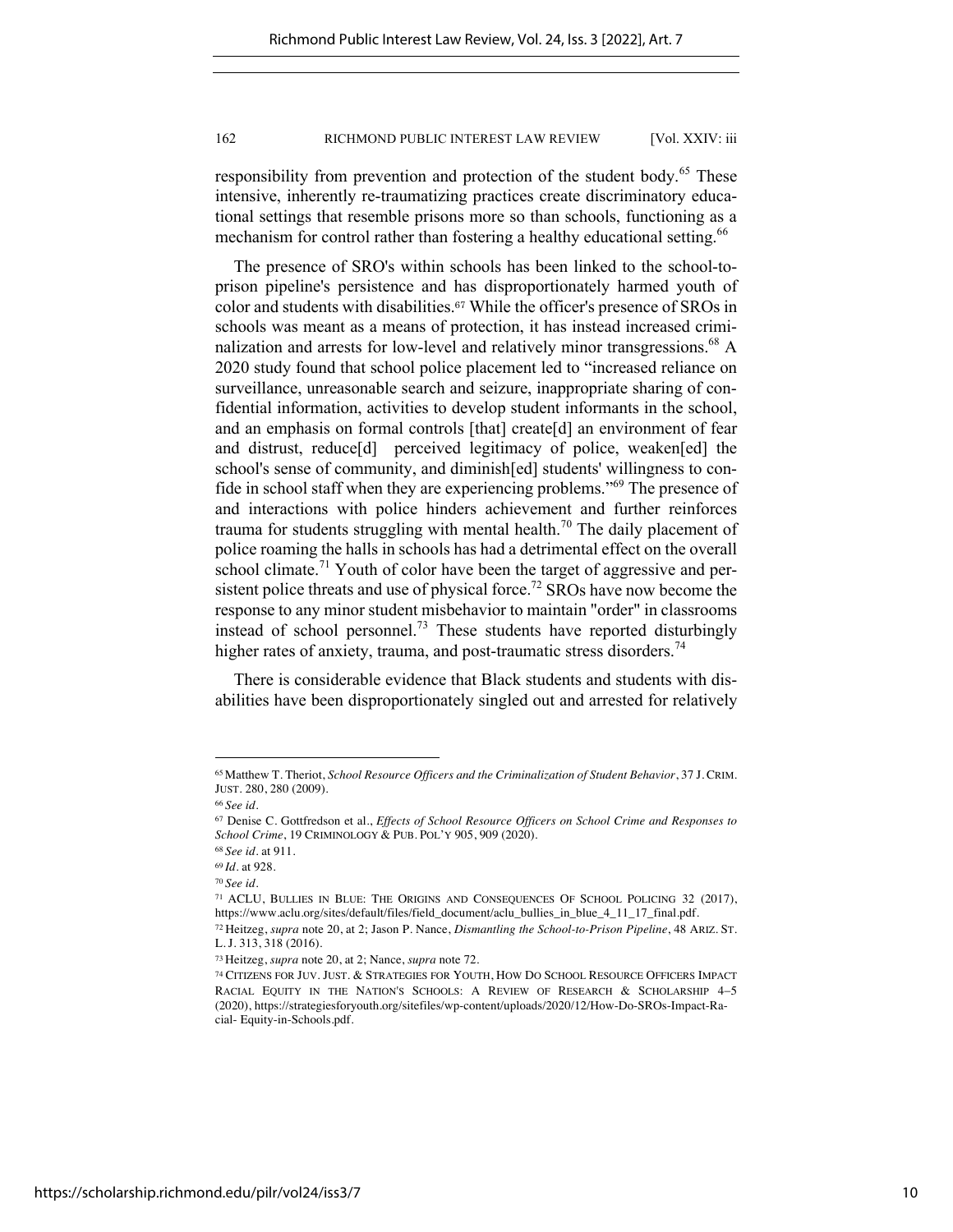responsibility from prevention and protection of the student body.[65] These intensive, inherently re-traumatizing practices create discriminatory educational settings that resemble prisons more so than schools, functioning as a mechanism for control rather than fostering a healthy educational setting.[66]

The presence of SRO's within schools has been linked to the school-to-prison pipeline's persistence and has disproportionately harmed youth of color and students with disabilities.[67] While the officer's presence of SROs in schools was meant as a means of protection, it has instead increased criminalization and arrests for low-level and relatively minor transgressions.[68] A 2020 study found that school police placement led to "increased reliance on surveillance, unreasonable search and seizure, inappropriate sharing of confidential information, activities to develop student informants in the school, and an emphasis on formal controls [that] create[d] an environment of fear and distrust, reduce[d] perceived legitimacy of police, weaken[ed] the school's sense of community, and diminish[ed] students' willingness to confide in school staff when they are experiencing problems."[69] The presence of and interactions with police hinders achievement and further reinforces trauma for students struggling with mental health.[70] The daily placement of police roaming the halls in schools has had a detrimental effect on the overall school climate.[71] Youth of color have been the target of aggressive and persistent police threats and use of physical force.[72] SROs have now become the response to any minor student misbehavior to maintain "order" in classrooms instead of school personnel.[73] These students have reported disturbingly higher rates of anxiety, trauma, and post-traumatic stress disorders.[74]

There is considerable evidence that Black students and students with disabilities have been disproportionately singled out and arrested for relatively

---

[65] Matthew T. Theriot, *School Resource Officers and the Criminalization of Student Behavior*, 37 J. CRIM. JUST. 280, 280 (2009).

[66] *See id.*

[67] Denise C. Gottfredson et al., *Effects of School Resource Officers on School Crime and Responses to School Crime*, 19 CRIMINOLOGY & PUB. POL'Y 905, 909 (2020).

[68] *See id.* at 911.

[69] *Id.* at 928.

[70] *See id.*

[71] ACLU, BULLIES IN BLUE: THE ORIGINS AND CONSEQUENCES OF SCHOOL POLICING 32 (2017), https://www.aclu.org/sites/default/files/field_document/aclu_bullies_in_blue_4_11_17_final.pdf.

[72] Heitzeg, *supra* note 20, at 2; Jason P. Nance, *Dismantling the School-to-Prison Pipeline*, 48 ARIZ. ST. L. J. 313, 318 (2016).

[73] Heitzeg, *supra* note 20, at 2; Nance, *supra* note 72.

[74] CITIZENS FOR JUV. JUST. & STRATEGIES FOR YOUTH, HOW DO SCHOOL RESOURCE OFFICERS IMPACT RACIAL EQUITY IN THE NATION'S SCHOOLS: A REVIEW OF RESEARCH & SCHOLARSHIP 4–5 (2020), https://strategiesforyouth.org/sitefiles/wp-content/uploads/2020/12/How-Do-SROs-Impact-Racial- Equity-in-Schools.pdf.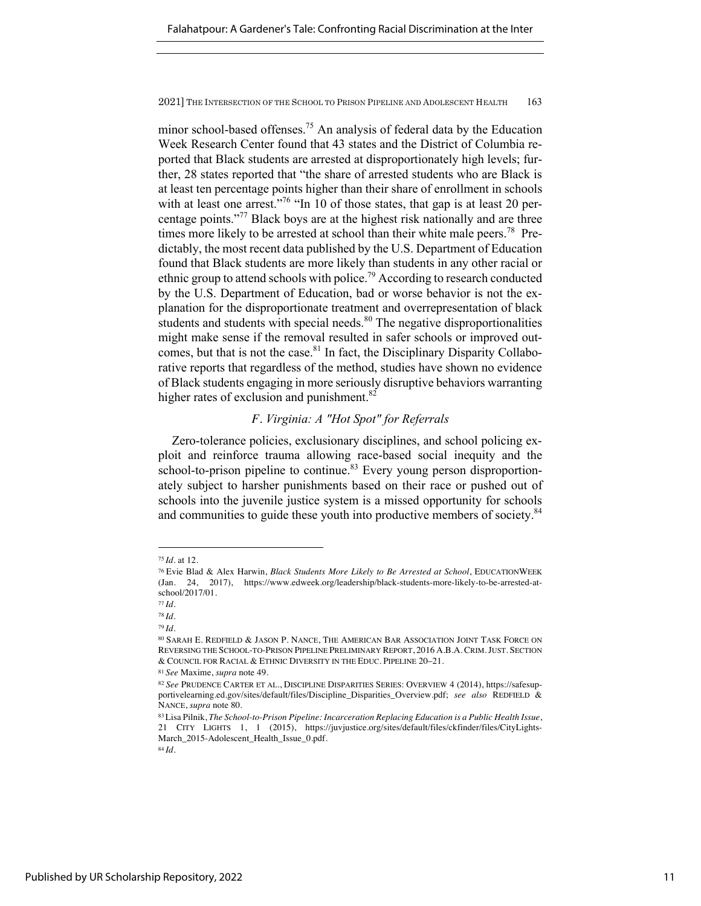minor school-based offenses.[75] An analysis of federal data by the Education Week Research Center found that 43 states and the District of Columbia reported that Black students are arrested at disproportionately high levels; further, 28 states reported that "the share of arrested students who are Black is at least ten percentage points higher than their share of enrollment in schools with at least one arrest."[76] "In 10 of those states, that gap is at least 20 percentage points."[77] Black boys are at the highest risk nationally and are three times more likely to be arrested at school than their white male peers.[78] Predictably, the most recent data published by the U.S. Department of Education found that Black students are more likely than students in any other racial or ethnic group to attend schools with police.[79] According to research conducted by the U.S. Department of Education, bad or worse behavior is not the explanation for the disproportionate treatment and overrepresentation of black students and students with special needs.[80] The negative disproportionalities might make sense if the removal resulted in safer schools or improved outcomes, but that is not the case.[81] In fact, the Disciplinary Disparity Collaborative reports that regardless of the method, studies have shown no evidence of Black students engaging in more seriously disruptive behaviors warranting higher rates of exclusion and punishment.[82]

### *F. Virginia: A "Hot Spot" for Referrals*

Zero-tolerance policies, exclusionary disciplines, and school policing exploit and reinforce trauma allowing race-based social inequity and the school-to-prison pipeline to continue.[83] Every young person disproportionately subject to harsher punishments based on their race or pushed out of schools into the juvenile justice system is a missed opportunity for schools and communities to guide these youth into productive members of society.[84]

---

[75] *Id.* at 12.

[76] Evie Blad & Alex Harwin, *Black Students More Likely to Be Arrested at School*, EDUCATIONWEEK (Jan. 24, 2017), https://www.edweek.org/leadership/black-students-more-likely-to-be-arrested-at-school/2017/01.

[77] *Id.*

[78] *Id.*

[79] *Id.*

[80] SARAH E. REDFIELD & JASON P. NANCE, THE AMERICAN BAR ASSOCIATION JOINT TASK FORCE ON REVERSING THE SCHOOL-TO-PRISON PIPELINE PRELIMINARY REPORT, 2016 A.B.A. CRIM. JUST. SECTION & COUNCIL FOR RACIAL & ETHNIC DIVERSITY IN THE EDUC. PIPELINE 20–21.

[81] *See* Maxime, *supra* note 49.

[82] *See* PRUDENCE CARTER ET AL., DISCIPLINE DISPARITIES SERIES: OVERVIEW 4 (2014), https://safesupportivelearning.ed.gov/sites/default/files/Discipline_Disparities_Overview.pdf; *see also* REDFIELD & NANCE, *supra* note 80.

[83] Lisa Pilnik, *The School-to-Prison Pipeline: Incarceration Replacing Education is a Public Health Issue*, 21 CITY LIGHTS 1, 1 (2015), https://juvjustice.org/sites/default/files/ckfinder/files/CityLights-March_2015-Adolescent_Health_Issue_0.pdf.

[84] *Id.*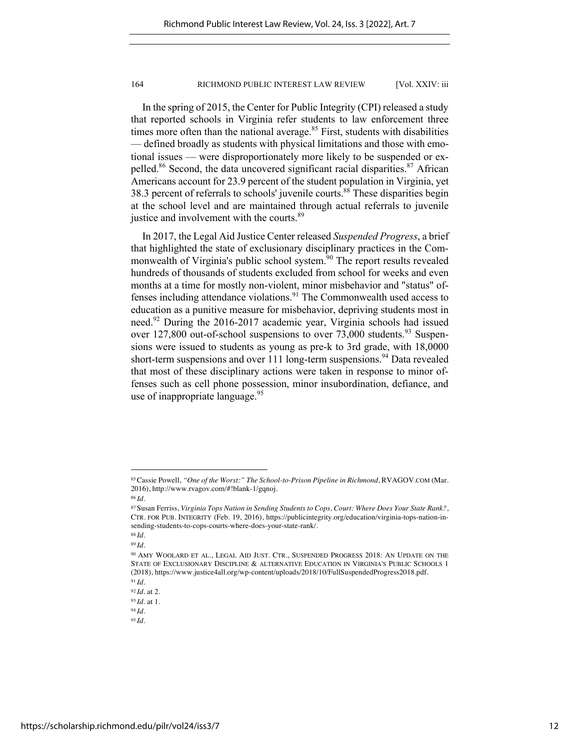In the spring of 2015, the Center for Public Integrity (CPI) released a study that reported schools in Virginia refer students to law enforcement three times more often than the national average.[85] First, students with disabilities — defined broadly as students with physical limitations and those with emotional issues — were disproportionately more likely to be suspended or expelled.[86] Second, the data uncovered significant racial disparities.[87] African Americans account for 23.9 percent of the student population in Virginia, yet 38.3 percent of referrals to schools' juvenile courts.[88] These disparities begin at the school level and are maintained through actual referrals to juvenile justice and involvement with the courts.[89]

In 2017, the Legal Aid Justice Center released *Suspended Progress*, a brief that highlighted the state of exclusionary disciplinary practices in the Commonwealth of Virginia's public school system.[90] The report results revealed hundreds of thousands of students excluded from school for weeks and even months at a time for mostly non-violent, minor misbehavior and "status" offenses including attendance violations.[91] The Commonwealth used access to education as a punitive measure for misbehavior, depriving students most in need.[92] During the 2016-2017 academic year, Virginia schools had issued over 127,800 out-of-school suspensions to over 73,000 students.[93] Suspensions were issued to students as young as pre-k to 3rd grade, with 18,0000 short-term suspensions and over 111 long-term suspensions.[94] Data revealed that most of these disciplinary actions were taken in response to minor offenses such as cell phone possession, minor insubordination, defiance, and use of inappropriate language.[95]

---

[85] Cassie Powell, *"One of the Worst:" The School-to-Prison Pipeline in Richmond*, RVAGOV.COM (Mar. 2016), http://www.rvagov.com/#!blank-1/gqnoj.

[86] *Id.*

[87] Susan Ferriss, *Virginia Tops Nation in Sending Students to Cops, Court: Where Does Your State Rank?*, CTR. FOR PUB. INTEGRITY (Feb. 19, 2016), https://publicintegrity.org/education/virginia-tops-nation-in-sending-students-to-cops-courts-where-does-your-state-rank/.

[88] *Id.*

[89] *Id.*

[90] AMY WOOLARD ET AL., LEGAL AID JUST. CTR., SUSPENDED PROGRESS 2018: AN UPDATE ON THE STATE OF EXCLUSIONARY DISCIPLINE & ALTERNATIVE EDUCATION IN VIRGINIA'S PUBLIC SCHOOLS 1 (2018), https://www.justice4all.org/wp-content/uploads/2018/10/FullSuspendedProgress2018.pdf.

[91] *Id.*

[92] *Id.* at 2.

[93] *Id.* at 1.

[94] *Id.*

[95] *Id.*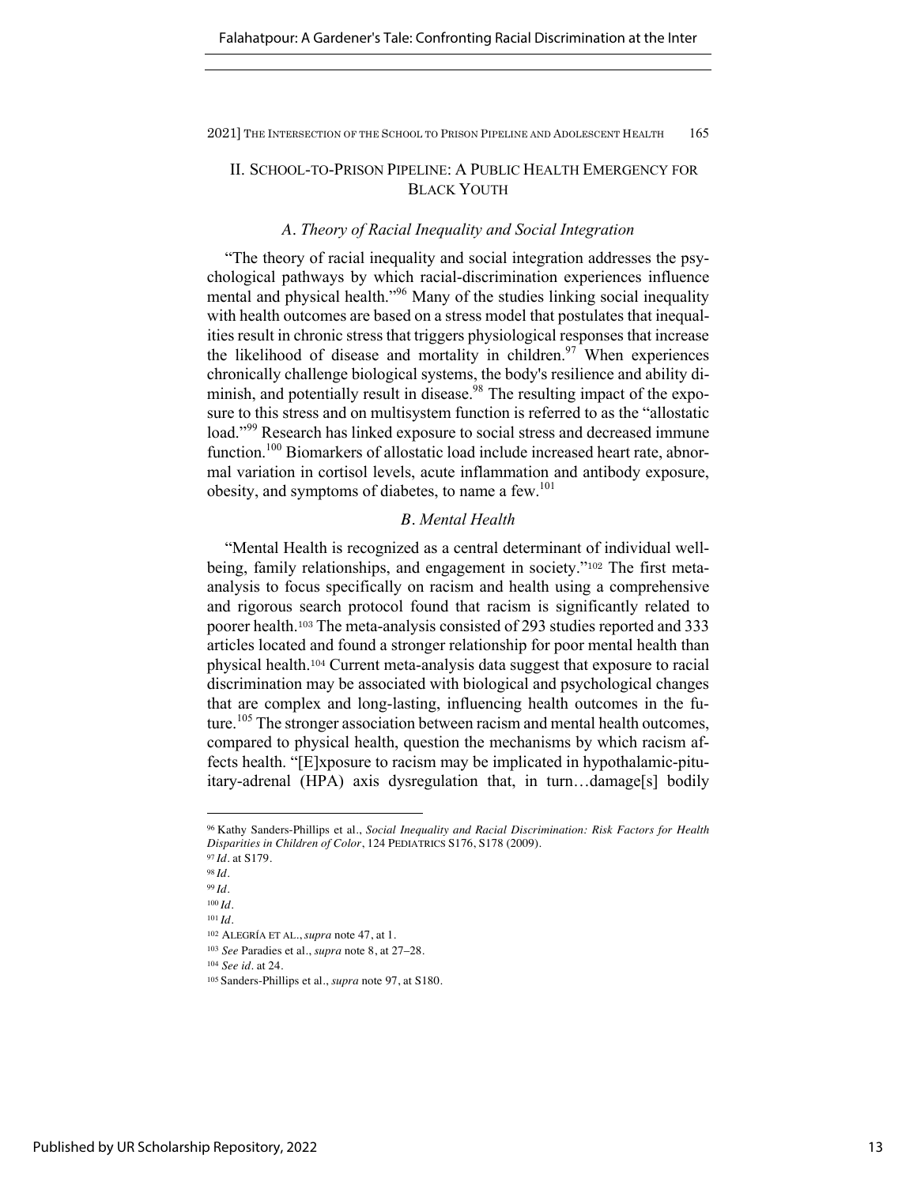## II. SCHOOL-TO-PRISON PIPELINE: A PUBLIC HEALTH EMERGENCY FOR BLACK YOUTH

### *A. Theory of Racial Inequality and Social Integration*

"The theory of racial inequality and social integration addresses the psychological pathways by which racial-discrimination experiences influence mental and physical health."[96] Many of the studies linking social inequality with health outcomes are based on a stress model that postulates that inequalities result in chronic stress that triggers physiological responses that increase the likelihood of disease and mortality in children.[97] When experiences chronically challenge biological systems, the body's resilience and ability diminish, and potentially result in disease.[98] The resulting impact of the exposure to this stress and on multisystem function is referred to as the "allostatic load."[99] Research has linked exposure to social stress and decreased immune function.[100] Biomarkers of allostatic load include increased heart rate, abnormal variation in cortisol levels, acute inflammation and antibody exposure, obesity, and symptoms of diabetes, to name a few.[101]

### *B. Mental Health*

"Mental Health is recognized as a central determinant of individual well-being, family relationships, and engagement in society."[102] The first meta-analysis to focus specifically on racism and health using a comprehensive and rigorous search protocol found that racism is significantly related to poorer health.[103] The meta-analysis consisted of 293 studies reported and 333 articles located and found a stronger relationship for poor mental health than physical health.[104] Current meta-analysis data suggest that exposure to racial discrimination may be associated with biological and psychological changes that are complex and long-lasting, influencing health outcomes in the future.[105] The stronger association between racism and mental health outcomes, compared to physical health, question the mechanisms by which racism affects health. "[E]xposure to racism may be implicated in hypothalamic-pituitary-adrenal (HPA) axis dysregulation that, in turn…damage[s] bodily

---

[96] Kathy Sanders-Phillips et al., *Social Inequality and Racial Discrimination: Risk Factors for Health Disparities in Children of Color*, 124 PEDIATRICS S176, S178 (2009).

[97] *Id.* at S179.

[98] *Id.*

[99] *Id.*

[100] *Id.*

[101] *Id.*

[102] ALEGRÍA ET AL., *supra* note 47, at 1.

[103] *See* Paradies et al., *supra* note 8, at 27–28.

[104] *See id.* at 24.

[105] Sanders-Phillips et al., *supra* note 97, at S180.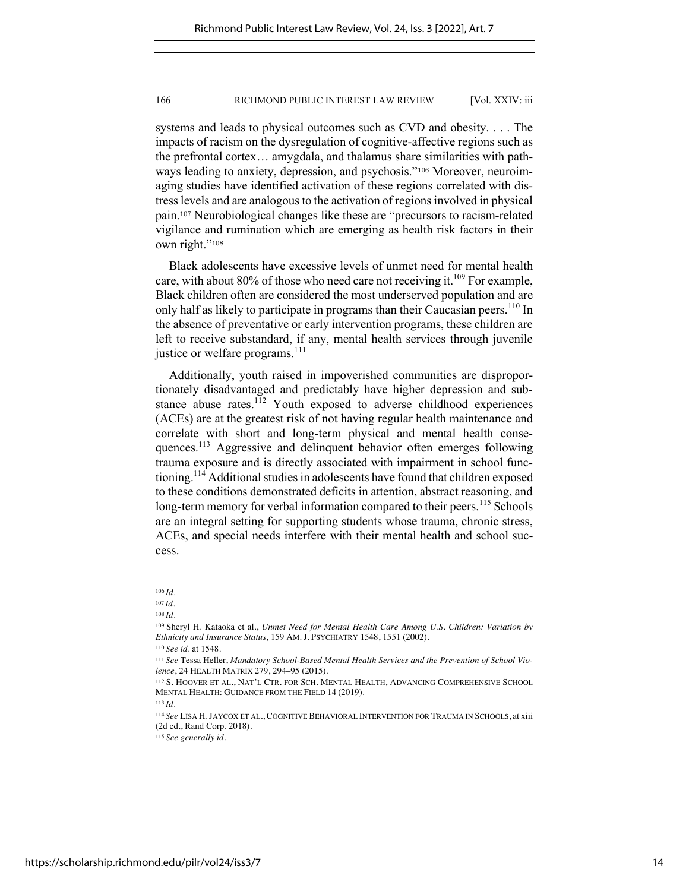systems and leads to physical outcomes such as CVD and obesity. . . . The impacts of racism on the dysregulation of cognitive-affective regions such as the prefrontal cortex… amygdala, and thalamus share similarities with pathways leading to anxiety, depression, and psychosis."[106] Moreover, neuroimaging studies have identified activation of these regions correlated with distress levels and are analogous to the activation of regions involved in physical pain.[107] Neurobiological changes like these are "precursors to racism-related vigilance and rumination which are emerging as health risk factors in their own right."[108]

Black adolescents have excessive levels of unmet need for mental health care, with about 80% of those who need care not receiving it.[109] For example, Black children often are considered the most underserved population and are only half as likely to participate in programs than their Caucasian peers.[110] In the absence of preventative or early intervention programs, these children are left to receive substandard, if any, mental health services through juvenile justice or welfare programs.[111]

Additionally, youth raised in impoverished communities are disproportionately disadvantaged and predictably have higher depression and substance abuse rates.[112] Youth exposed to adverse childhood experiences (ACEs) are at the greatest risk of not having regular health maintenance and correlate with short and long-term physical and mental health consequences.[113] Aggressive and delinquent behavior often emerges following trauma exposure and is directly associated with impairment in school functioning.[114] Additional studies in adolescents have found that children exposed to these conditions demonstrated deficits in attention, abstract reasoning, and long-term memory for verbal information compared to their peers.[115] Schools are an integral setting for supporting students whose trauma, chronic stress, ACEs, and special needs interfere with their mental health and school success.

---

[106] *Id.*

[107] *Id.*

[108] *Id.*

[109] Sheryl H. Kataoka et al., *Unmet Need for Mental Health Care Among U.S. Children: Variation by Ethnicity and Insurance Status*, 159 AM. J. PSYCHIATRY 1548, 1551 (2002).

[110] *See id.* at 1548.

[111] *See* Tessa Heller, *Mandatory School-Based Mental Health Services and the Prevention of School Violence*, 24 HEALTH MATRIX 279, 294–95 (2015).

[112] S. HOOVER ET AL., NAT'L CTR. FOR SCH. MENTAL HEALTH, ADVANCING COMPREHENSIVE SCHOOL MENTAL HEALTH: GUIDANCE FROM THE FIELD 14 (2019).

[113] *Id.*

[114] *See* LISA H. JAYCOX ET AL., COGNITIVE BEHAVIORAL INTERVENTION FOR TRAUMA IN SCHOOLS, at xiii (2d ed., Rand Corp. 2018).

[115] *See generally id.*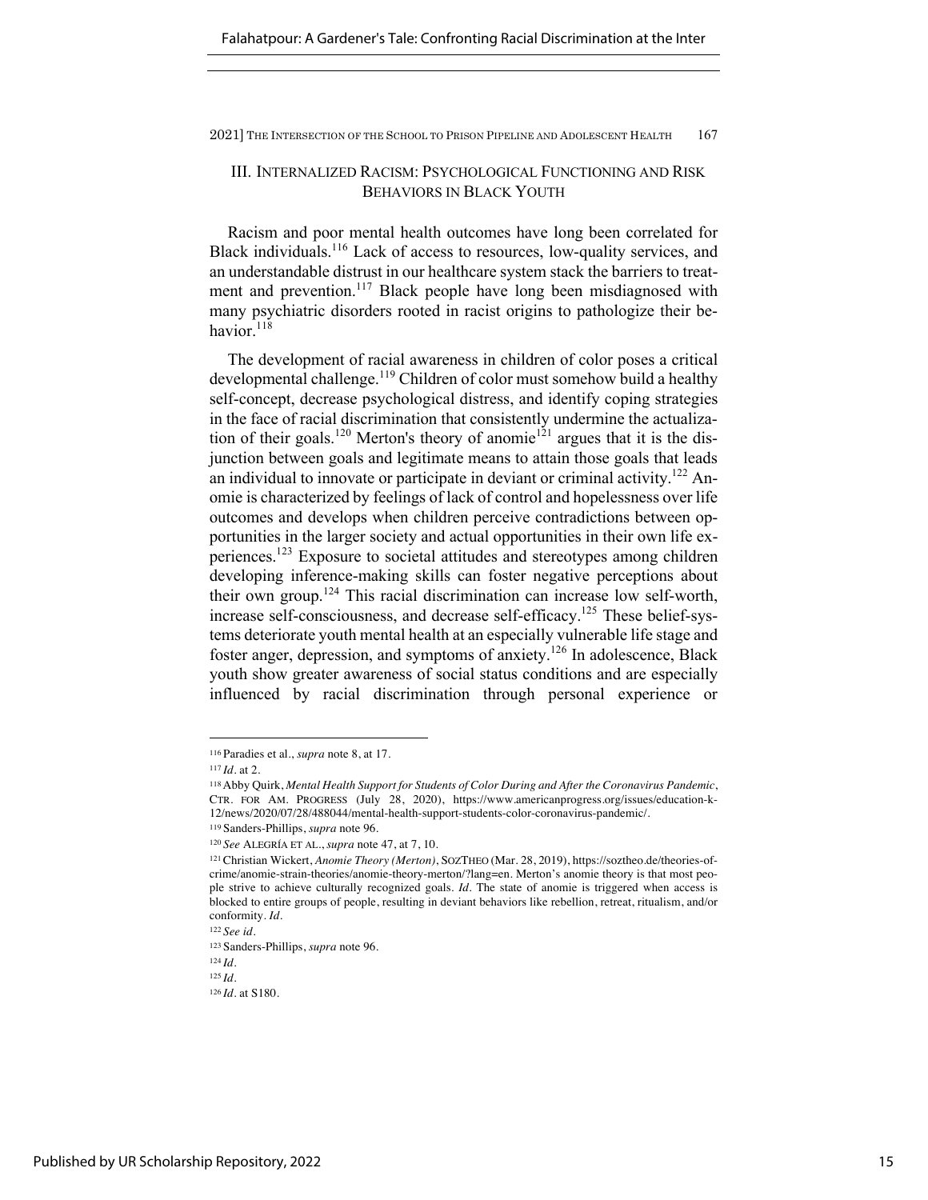## III. INTERNALIZED RACISM: PSYCHOLOGICAL FUNCTIONING AND RISK BEHAVIORS IN BLACK YOUTH

Racism and poor mental health outcomes have long been correlated for Black individuals.[116] Lack of access to resources, low-quality services, and an understandable distrust in our healthcare system stack the barriers to treatment and prevention.[117] Black people have long been misdiagnosed with many psychiatric disorders rooted in racist origins to pathologize their behavior.[118]

The development of racial awareness in children of color poses a critical developmental challenge.[119] Children of color must somehow build a healthy self-concept, decrease psychological distress, and identify coping strategies in the face of racial discrimination that consistently undermine the actualization of their goals.[120] Merton's theory of anomie[121] argues that it is the disjunction between goals and legitimate means to attain those goals that leads an individual to innovate or participate in deviant or criminal activity.[122] Anomie is characterized by feelings of lack of control and hopelessness over life outcomes and develops when children perceive contradictions between opportunities in the larger society and actual opportunities in their own life experiences.[123] Exposure to societal attitudes and stereotypes among children developing inference-making skills can foster negative perceptions about their own group.[124] This racial discrimination can increase low self-worth, increase self-consciousness, and decrease self-efficacy.[125] These belief-systems deteriorate youth mental health at an especially vulnerable life stage and foster anger, depression, and symptoms of anxiety.[126] In adolescence, Black youth show greater awareness of social status conditions and are especially influenced by racial discrimination through personal experience or

---

[116] Paradies et al., *supra* note 8, at 17.

[117] *Id.* at 2.

[118] Abby Quirk, *Mental Health Support for Students of Color During and After the Coronavirus Pandemic*, CTR. FOR AM. PROGRESS (July 28, 2020), https://www.americanprogress.org/issues/education-k-12/news/2020/07/28/488044/mental-health-support-students-color-coronavirus-pandemic/.

[119] Sanders-Phillips, *supra* note 96.

[120] *See* ALEGRÍA ET AL., *supra* note 47, at 7, 10.

[121] Christian Wickert, *Anomie Theory (Merton)*, SOZTHEO (Mar. 28, 2019), https://soztheo.de/theories-of-crime/anomie-strain-theories/anomie-theory-merton/?lang=en. Merton's anomie theory is that most people strive to achieve culturally recognized goals. *Id.* The state of anomie is triggered when access is blocked to entire groups of people, resulting in deviant behaviors like rebellion, retreat, ritualism, and/or conformity. *Id.*

[122] *See id.*

[123] Sanders-Phillips, *supra* note 96.

[124] *Id.*

[125] *Id.*

[126] *Id.* at S180.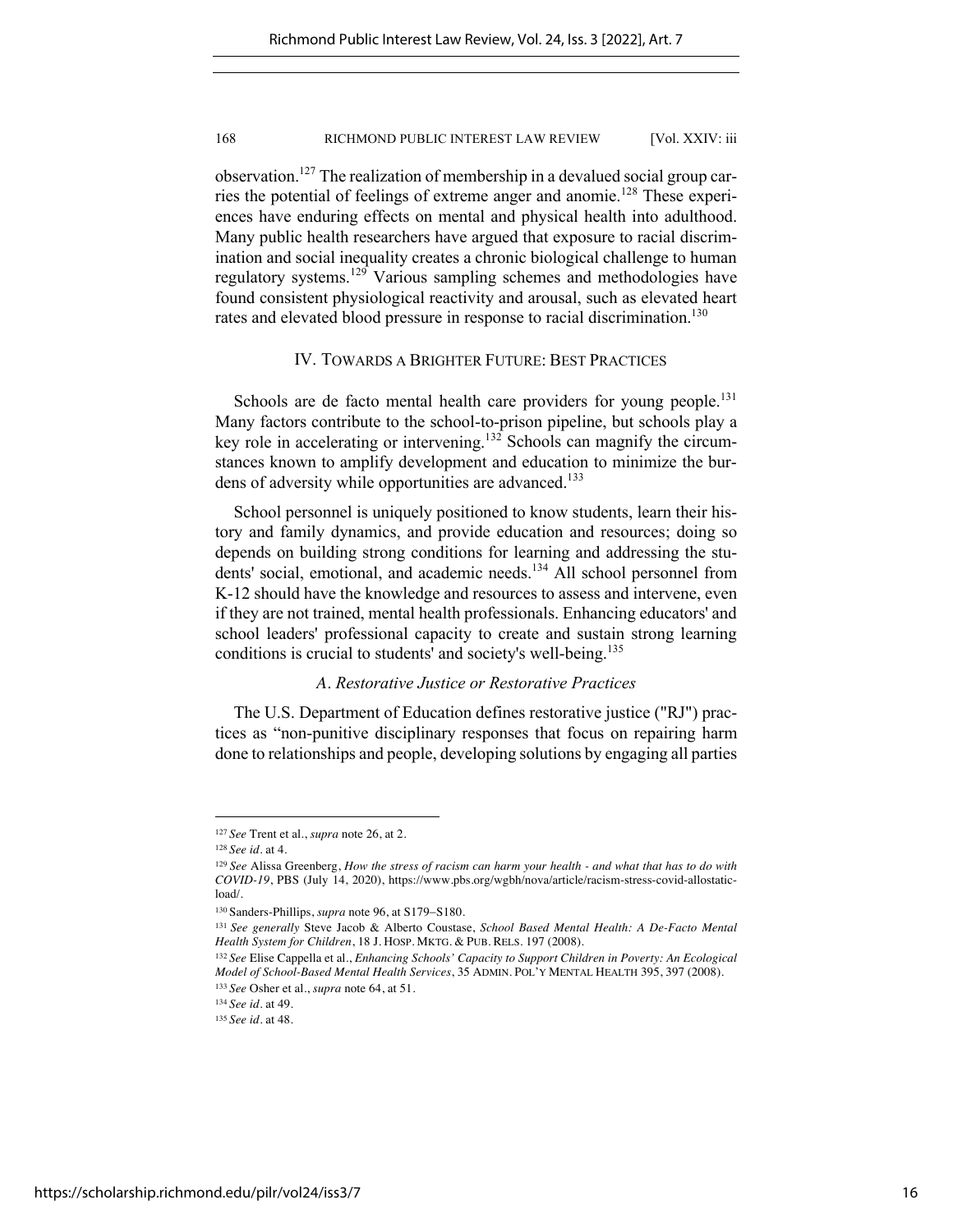observation.[127] The realization of membership in a devalued social group carries the potential of feelings of extreme anger and anomie.[128] These experiences have enduring effects on mental and physical health into adulthood. Many public health researchers have argued that exposure to racial discrimination and social inequality creates a chronic biological challenge to human regulatory systems.[129] Various sampling schemes and methodologies have found consistent physiological reactivity and arousal, such as elevated heart rates and elevated blood pressure in response to racial discrimination.[130]

## IV. Towards a Brighter Future: Best Practices

Schools are de facto mental health care providers for young people.[131] Many factors contribute to the school-to-prison pipeline, but schools play a key role in accelerating or intervening.[132] Schools can magnify the circumstances known to amplify development and education to minimize the burdens of adversity while opportunities are advanced.[133]

School personnel is uniquely positioned to know students, learn their history and family dynamics, and provide education and resources; doing so depends on building strong conditions for learning and addressing the students' social, emotional, and academic needs.[134] All school personnel from K-12 should have the knowledge and resources to assess and intervene, even if they are not trained, mental health professionals. Enhancing educators' and school leaders' professional capacity to create and sustain strong learning conditions is crucial to students' and society's well-being.[135]

### *A. Restorative Justice or Restorative Practices*

The U.S. Department of Education defines restorative justice ("RJ") practices as "non-punitive disciplinary responses that focus on repairing harm done to relationships and people, developing solutions by engaging all parties

---

[127] *See* Trent et al., *supra* note 26, at 2.

[128] *See id*. at 4.

[129] *See* Alissa Greenberg, *How the stress of racism can harm your health - and what that has to do with COVID-19*, PBS (July 14, 2020), https://www.pbs.org/wgbh/nova/article/racism-stress-covid-allostatic-load/.

[130] Sanders-Phillips, *supra* note 96, at S179–S180.

[131] *See generally* Steve Jacob & Alberto Coustase, *School Based Mental Health: A De-Facto Mental Health System for Children*, 18 J. HOSP. MKTG. & PUB. RELS. 197 (2008).

[132] *See* Elise Cappella et al., *Enhancing Schools' Capacity to Support Children in Poverty: An Ecological Model of School-Based Mental Health Services*, 35 ADMIN. POL'Y MENTAL HEALTH 395, 397 (2008).

[133] *See* Osher et al., *supra* note 64, at 51.

[134] *See id*. at 49.

[135] *See id*. at 48.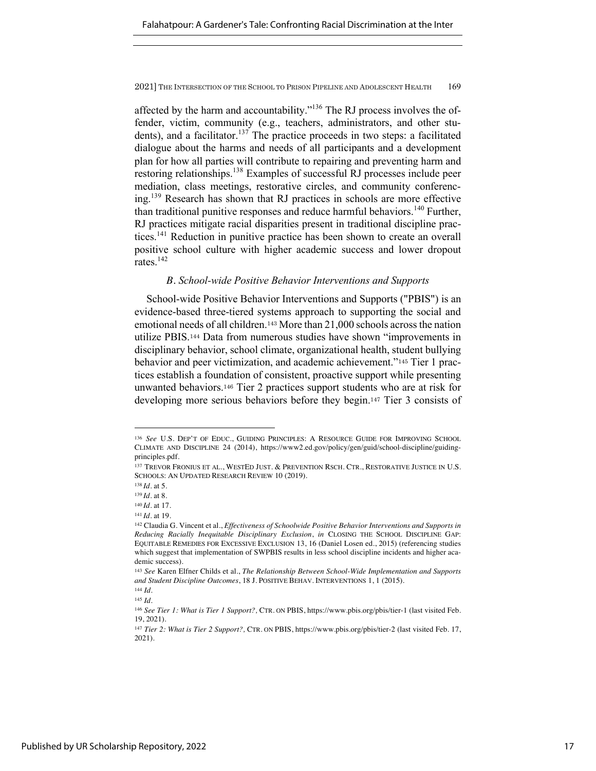affected by the harm and accountability."[136] The RJ process involves the offender, victim, community (e.g., teachers, administrators, and other students), and a facilitator.[137] The practice proceeds in two steps: a facilitated dialogue about the harms and needs of all participants and a development plan for how all parties will contribute to repairing and preventing harm and restoring relationships.[138] Examples of successful RJ processes include peer mediation, class meetings, restorative circles, and community conferencing.[139] Research has shown that RJ practices in schools are more effective than traditional punitive responses and reduce harmful behaviors.[140] Further, RJ practices mitigate racial disparities present in traditional discipline practices.[141] Reduction in punitive practice has been shown to create an overall positive school culture with higher academic success and lower dropout rates.[142]

### *B. School-wide Positive Behavior Interventions and Supports*

School-wide Positive Behavior Interventions and Supports ("PBIS") is an evidence-based three-tiered systems approach to supporting the social and emotional needs of all children.[143] More than 21,000 schools across the nation utilize PBIS.[144] Data from numerous studies have shown "improvements in disciplinary behavior, school climate, organizational health, student bullying behavior and peer victimization, and academic achievement."[145] Tier 1 practices establish a foundation of consistent, proactive support while presenting unwanted behaviors.[146] Tier 2 practices support students who are at risk for developing more serious behaviors before they begin.[147] Tier 3 consists of

---

[136] *See* U.S. DEP'T OF EDUC., GUIDING PRINCIPLES: A RESOURCE GUIDE FOR IMPROVING SCHOOL CLIMATE AND DISCIPLINE 24 (2014), https://www2.ed.gov/policy/gen/guid/school-discipline/guiding-principles.pdf.

[137] TREVOR FRONIUS ET AL., WESTED JUST. & PREVENTION RSCH. CTR., RESTORATIVE JUSTICE IN U.S. SCHOOLS: AN UPDATED RESEARCH REVIEW 10 (2019).

[138] *Id.* at 5.

[139] *Id.* at 8.

[140] *Id.* at 17.

[141] *Id.* at 19.

[142] Claudia G. Vincent et al., *Effectiveness of Schoolwide Positive Behavior Interventions and Supports in Reducing Racially Inequitable Disciplinary Exclusion*, *in* CLOSING THE SCHOOL DISCIPLINE GAP: EQUITABLE REMEDIES FOR EXCESSIVE EXCLUSION 13, 16 (Daniel Losen ed., 2015) (referencing studies which suggest that implementation of SWPBIS results in less school discipline incidents and higher academic success).

[143] *See* Karen Elfner Childs et al., *The Relationship Between School-Wide Implementation and Supports and Student Discipline Outcomes*, 18 J. POSITIVE BEHAV. INTERVENTIONS 1, 1 (2015).

[144] *Id.*

[145] *Id.*

[146] *See Tier 1: What is Tier 1 Support?*, CTR. ON PBIS, https://www.pbis.org/pbis/tier-1 (last visited Feb. 19, 2021).

[147] *Tier 2: What is Tier 2 Support?*, CTR. ON PBIS, https://www.pbis.org/pbis/tier-2 (last visited Feb. 17, 2021).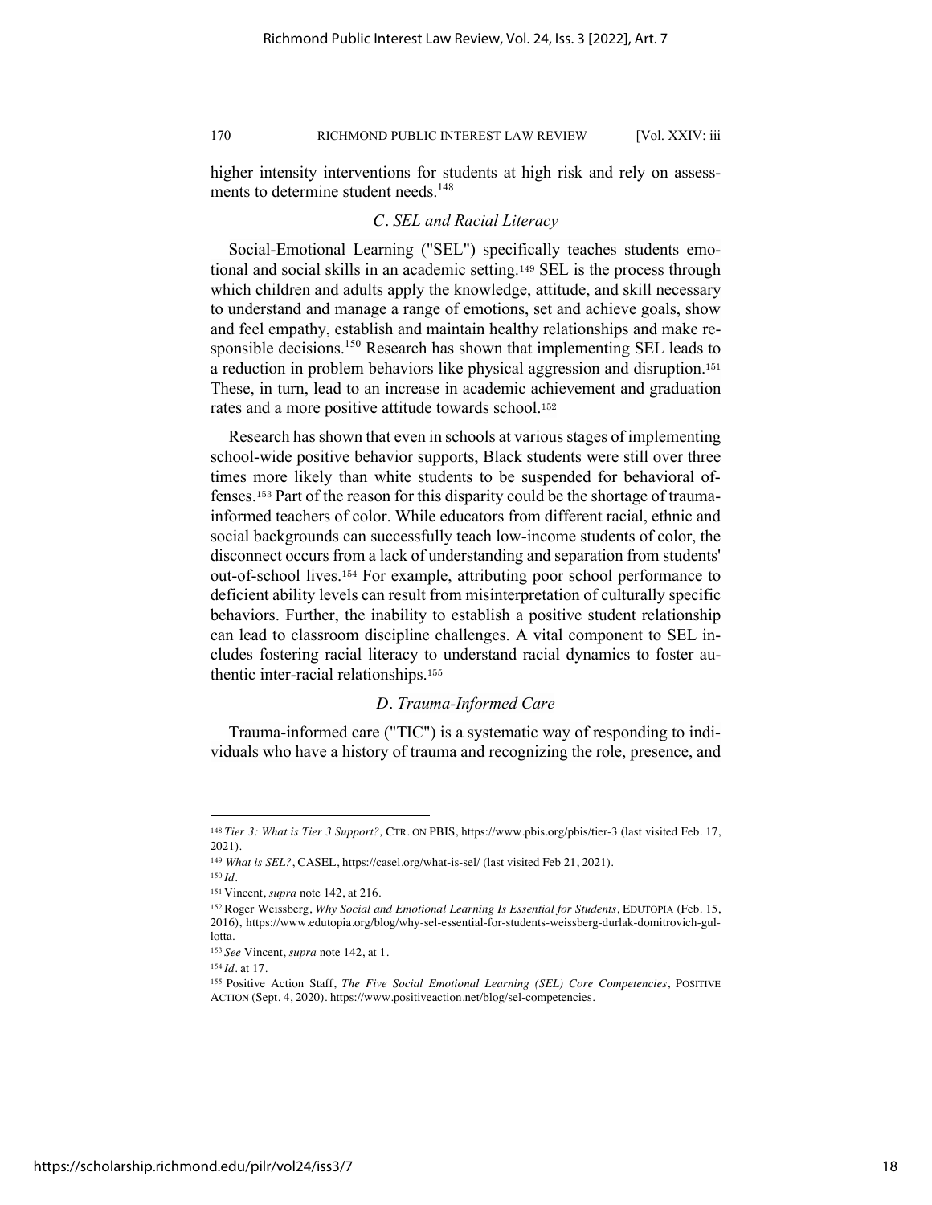higher intensity interventions for students at high risk and rely on assessments to determine student needs.[148]

### *C. SEL and Racial Literacy*

Social-Emotional Learning ("SEL") specifically teaches students emotional and social skills in an academic setting.[149] SEL is the process through which children and adults apply the knowledge, attitude, and skill necessary to understand and manage a range of emotions, set and achieve goals, show and feel empathy, establish and maintain healthy relationships and make responsible decisions.[150] Research has shown that implementing SEL leads to a reduction in problem behaviors like physical aggression and disruption.[151] These, in turn, lead to an increase in academic achievement and graduation rates and a more positive attitude towards school.[152]

Research has shown that even in schools at various stages of implementing school-wide positive behavior supports, Black students were still over three times more likely than white students to be suspended for behavioral offenses.[153] Part of the reason for this disparity could be the shortage of trauma-informed teachers of color. While educators from different racial, ethnic and social backgrounds can successfully teach low-income students of color, the disconnect occurs from a lack of understanding and separation from students' out-of-school lives.[154] For example, attributing poor school performance to deficient ability levels can result from misinterpretation of culturally specific behaviors. Further, the inability to establish a positive student relationship can lead to classroom discipline challenges. A vital component to SEL includes fostering racial literacy to understand racial dynamics to foster authentic inter-racial relationships.[155]

### *D. Trauma-Informed Care*

Trauma-informed care ("TIC") is a systematic way of responding to individuals who have a history of trauma and recognizing the role, presence, and

---

[148] *Tier 3: What is Tier 3 Support?*, CTR. ON PBIS, https://www.pbis.org/pbis/tier-3 (last visited Feb. 17, 2021).

[149] *What is SEL?*, CASEL, https://casel.org/what-is-sel/ (last visited Feb 21, 2021).

[150] *Id.*

[151] Vincent, *supra* note 142, at 216.

[152] Roger Weissberg, *Why Social and Emotional Learning Is Essential for Students*, EDUTOPIA (Feb. 15, 2016), https://www.edutopia.org/blog/why-sel-essential-for-students-weissberg-durlak-domitrovich-gullotta.

[153] *See* Vincent, *supra* note 142, at 1.

[154] *Id.* at 17.

[155] Positive Action Staff, *The Five Social Emotional Learning (SEL) Core Competencies*, POSITIVE ACTION (Sept. 4, 2020). https://www.positiveaction.net/blog/sel-competencies.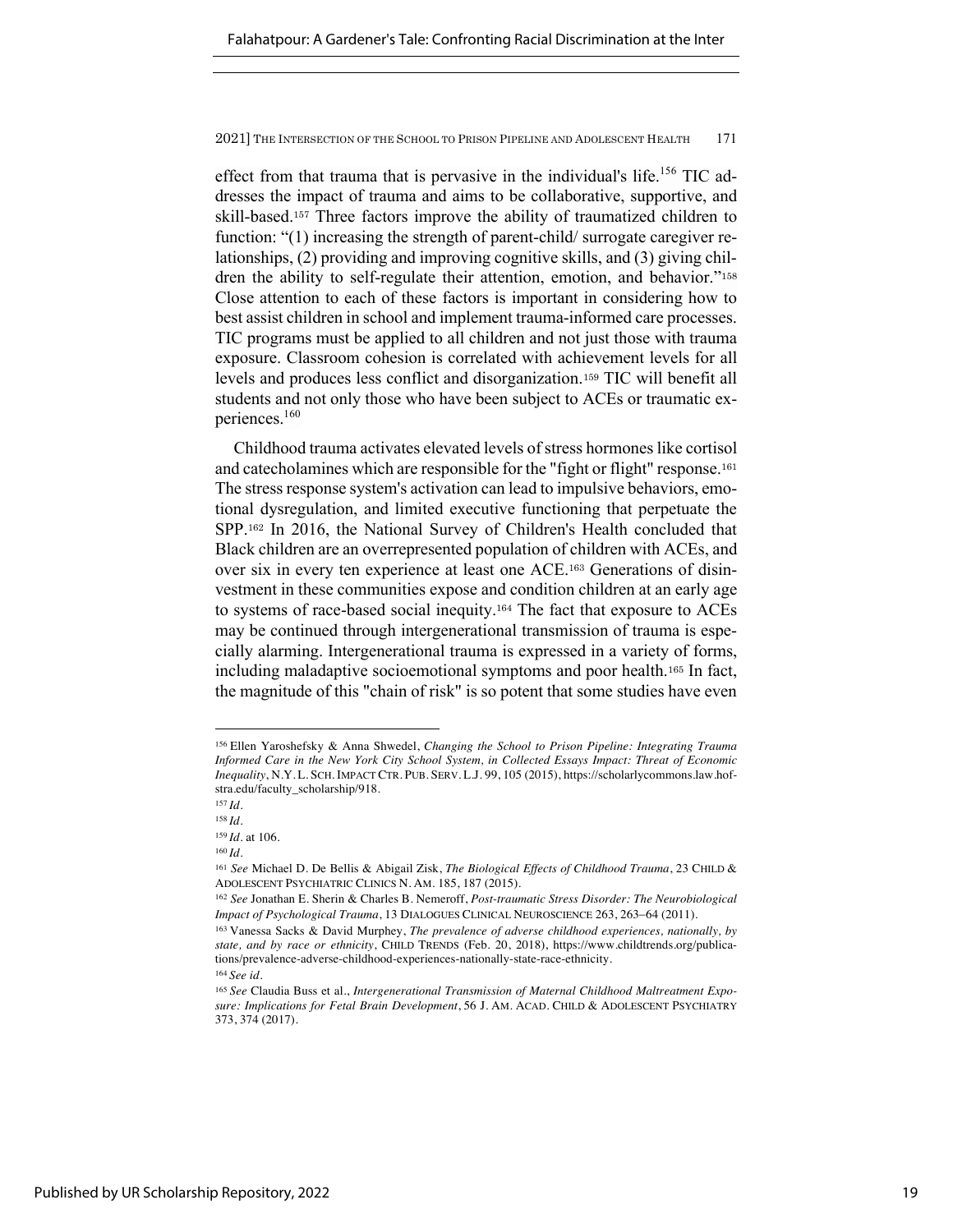effect from that trauma that is pervasive in the individual's life.[156] TIC addresses the impact of trauma and aims to be collaborative, supportive, and skill-based.[157] Three factors improve the ability of traumatized children to function: "(1) increasing the strength of parent-child/ surrogate caregiver relationships, (2) providing and improving cognitive skills, and (3) giving children the ability to self-regulate their attention, emotion, and behavior."[158] Close attention to each of these factors is important in considering how to best assist children in school and implement trauma-informed care processes. TIC programs must be applied to all children and not just those with trauma exposure. Classroom cohesion is correlated with achievement levels for all levels and produces less conflict and disorganization.[159] TIC will benefit all students and not only those who have been subject to ACEs or traumatic experiences.[160]

Childhood trauma activates elevated levels of stress hormones like cortisol and catecholamines which are responsible for the "fight or flight" response.[161] The stress response system's activation can lead to impulsive behaviors, emotional dysregulation, and limited executive functioning that perpetuate the SPP.[162] In 2016, the National Survey of Children's Health concluded that Black children are an overrepresented population of children with ACEs, and over six in every ten experience at least one ACE.[163] Generations of disinvestment in these communities expose and condition children at an early age to systems of race-based social inequity.[164] The fact that exposure to ACEs may be continued through intergenerational transmission of trauma is especially alarming. Intergenerational trauma is expressed in a variety of forms, including maladaptive socioemotional symptoms and poor health.[165] In fact, the magnitude of this "chain of risk" is so potent that some studies have even

---

[156] Ellen Yaroshefsky & Anna Shwedel, *Changing the School to Prison Pipeline: Integrating Trauma Informed Care in the New York City School System, in Collected Essays Impact: Threat of Economic Inequality*, N.Y. L. SCH. IMPACT CTR. PUB. SERV. L.J. 99, 105 (2015), https://scholarlycommons.law.hofstra.edu/faculty_scholarship/918.

[157] *Id*.

[158] *Id*.

[159] *Id*. at 106.

[160] *Id*.

[161] *See* Michael D. De Bellis & Abigail Zisk, *The Biological Effects of Childhood Trauma*, 23 CHILD & ADOLESCENT PSYCHIATRIC CLINICS N. AM. 185, 187 (2015).

[162] *See* Jonathan E. Sherin & Charles B. Nemeroff, *Post-traumatic Stress Disorder: The Neurobiological Impact of Psychological Trauma*, 13 DIALOGUES CLINICAL NEUROSCIENCE 263, 263–64 (2011).

[163] Vanessa Sacks & David Murphey, *The prevalence of adverse childhood experiences, nationally, by state, and by race or ethnicity*, CHILD TRENDS (Feb. 20, 2018), https://www.childtrends.org/publications/prevalence-adverse-childhood-experiences-nationally-state-race-ethnicity.

[164] *See id*.

[165] *See* Claudia Buss et al., *Intergenerational Transmission of Maternal Childhood Maltreatment Exposure: Implications for Fetal Brain Development*, 56 J. AM. ACAD. CHILD & ADOLESCENT PSYCHIATRY 373, 374 (2017).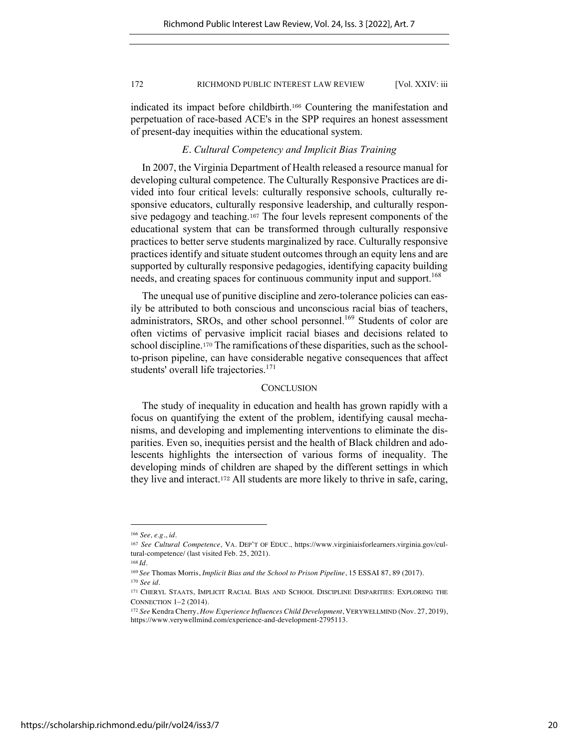indicated its impact before childbirth.[166] Countering the manifestation and perpetuation of race-based ACE's in the SPP requires an honest assessment of present-day inequities within the educational system.

### *E. Cultural Competency and Implicit Bias Training*

In 2007, the Virginia Department of Health released a resource manual for developing cultural competence. The Culturally Responsive Practices are divided into four critical levels: culturally responsive schools, culturally responsive educators, culturally responsive leadership, and culturally responsive pedagogy and teaching.[167] The four levels represent components of the educational system that can be transformed through culturally responsive practices to better serve students marginalized by race. Culturally responsive practices identify and situate student outcomes through an equity lens and are supported by culturally responsive pedagogies, identifying capacity building needs, and creating spaces for continuous community input and support.[168]

The unequal use of punitive discipline and zero-tolerance policies can easily be attributed to both conscious and unconscious racial bias of teachers, administrators, SROs, and other school personnel.[169] Students of color are often victims of pervasive implicit racial biases and decisions related to school discipline.[170] The ramifications of these disparities, such as the school-to-prison pipeline, can have considerable negative consequences that affect students' overall life trajectories.[171]

## CONCLUSION

The study of inequality in education and health has grown rapidly with a focus on quantifying the extent of the problem, identifying causal mechanisms, and developing and implementing interventions to eliminate the disparities. Even so, inequities persist and the health of Black children and adolescents highlights the intersection of various forms of inequality. The developing minds of children are shaped by the different settings in which they live and interact.[172] All students are more likely to thrive in safe, caring,

---

[166] *See, e.g.*, *id.*

[167] *See Cultural Competence*, VA. DEP'T OF EDUC., https://www.virginiaisforlearners.virginia.gov/cultural-competence/ (last visited Feb. 25, 2021).

[168] *Id.*

[169] *See* Thomas Morris, *Implicit Bias and the School to Prison Pipeline*, 15 ESSAI 87, 89 (2017).

[170] *See id.*

[171] CHERYL STAATS, IMPLICIT RACIAL BIAS AND SCHOOL DISCIPLINE DISPARITIES: EXPLORING THE CONNECTION 1–2 (2014).

[172] *See* Kendra Cherry, *How Experience Influences Child Development*, VERYWELLMIND (Nov. 27, 2019), https://www.verywellmind.com/experience-and-development-2795113.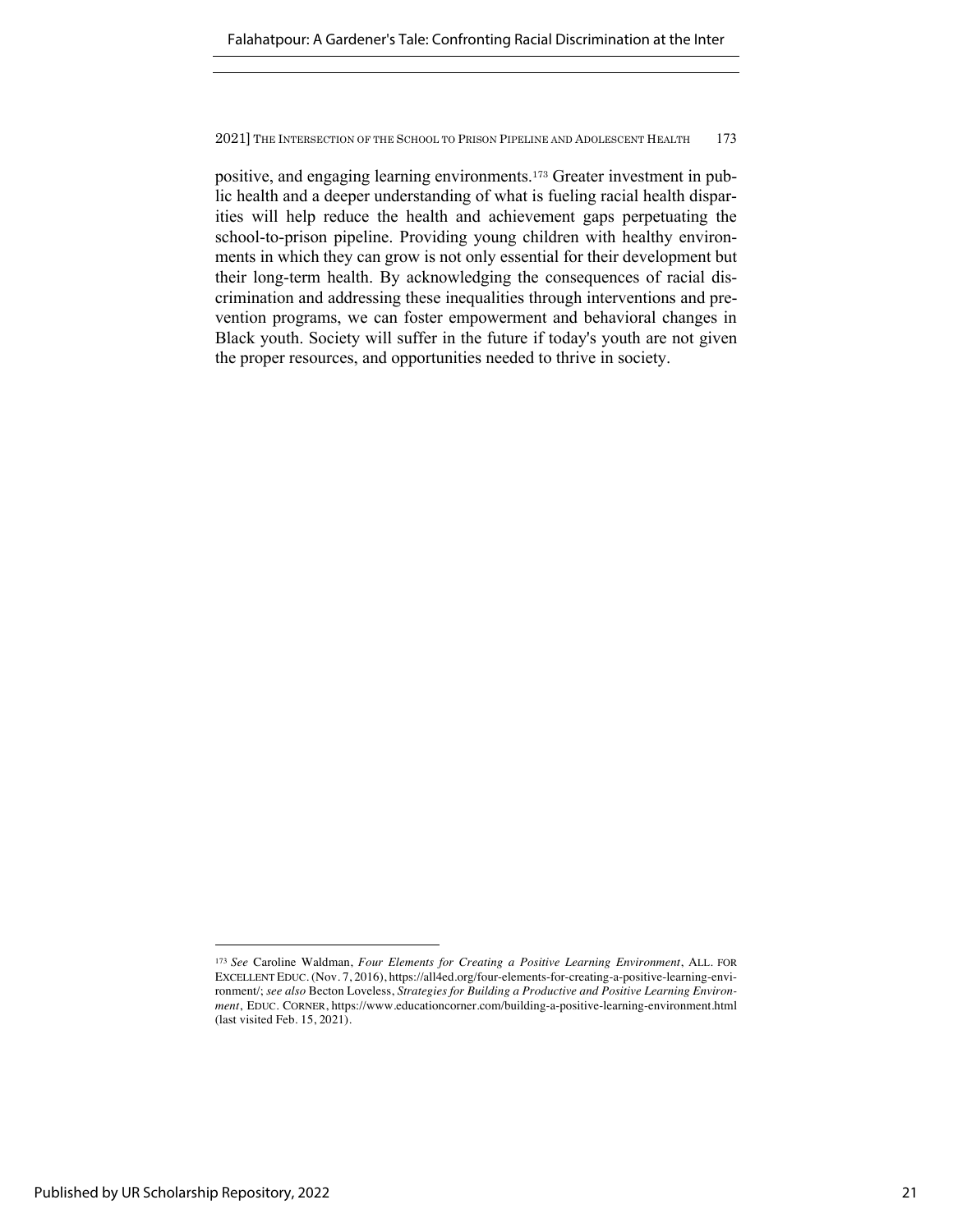positive, and engaging learning environments.[173] Greater investment in public health and a deeper understanding of what is fueling racial health disparities will help reduce the health and achievement gaps perpetuating the school-to-prison pipeline. Providing young children with healthy environments in which they can grow is not only essential for their development but their long-term health. By acknowledging the consequences of racial discrimination and addressing these inequalities through interventions and prevention programs, we can foster empowerment and behavioral changes in Black youth. Society will suffer in the future if today's youth are not given the proper resources, and opportunities needed to thrive in society.

---

[173] *See* Caroline Waldman, *Four Elements for Creating a Positive Learning Environment*, ALL. FOR EXCELLENT EDUC. (Nov. 7, 2016), https://all4ed.org/four-elements-for-creating-a-positive-learning-environment/; *see also* Becton Loveless, *Strategies for Building a Productive and Positive Learning Environment*, EDUC. CORNER, https://www.educationcorner.com/building-a-positive-learning-environment.html (last visited Feb. 15, 2021).